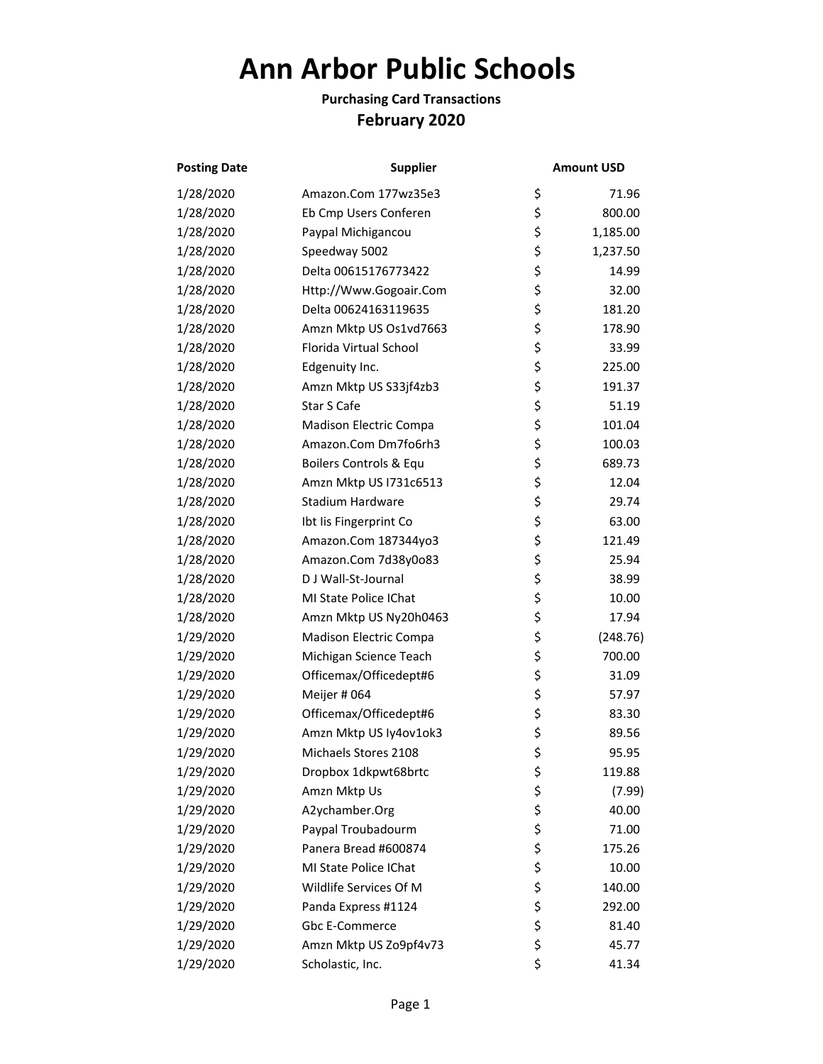# Ann Arbor Public Schools

**Purchasing Card Transactions**

## February 2020

| Posting Date | Supplier | Amount USD |
|---|---|---|
| 1/28/2020 | Amazon.Com 177wz35e3 | $ 71.96 |
| 1/28/2020 | Eb Cmp Users Conferen | $ 800.00 |
| 1/28/2020 | Paypal Michigancou | $ 1,185.00 |
| 1/28/2020 | Speedway 5002 | $ 1,237.50 |
| 1/28/2020 | Delta 00615176773422 | $ 14.99 |
| 1/28/2020 | Http://Www.Gogoair.Com | $ 32.00 |
| 1/28/2020 | Delta 00624163119635 | $ 181.20 |
| 1/28/2020 | Amzn Mktp US Os1vd7663 | $ 178.90 |
| 1/28/2020 | Florida Virtual School | $ 33.99 |
| 1/28/2020 | Edgenuity Inc. | $ 225.00 |
| 1/28/2020 | Amzn Mktp US S33jf4zb3 | $ 191.37 |
| 1/28/2020 | Star S Cafe | $ 51.19 |
| 1/28/2020 | Madison Electric Compa | $ 101.04 |
| 1/28/2020 | Amazon.Com Dm7fo6rh3 | $ 100.03 |
| 1/28/2020 | Boilers Controls & Equ | $ 689.73 |
| 1/28/2020 | Amzn Mktp US I731c6513 | $ 12.04 |
| 1/28/2020 | Stadium Hardware | $ 29.74 |
| 1/28/2020 | Ibt Iis Fingerprint Co | $ 63.00 |
| 1/28/2020 | Amazon.Com 187344yo3 | $ 121.49 |
| 1/28/2020 | Amazon.Com 7d38y0o83 | $ 25.94 |
| 1/28/2020 | D J Wall-St-Journal | $ 38.99 |
| 1/28/2020 | MI State Police IChat | $ 10.00 |
| 1/28/2020 | Amzn Mktp US Ny20h0463 | $ 17.94 |
| 1/29/2020 | Madison Electric Compa | $ (248.76) |
| 1/29/2020 | Michigan Science Teach | $ 700.00 |
| 1/29/2020 | Officemax/Officedept#6 | $ 31.09 |
| 1/29/2020 | Meijer # 064 | $ 57.97 |
| 1/29/2020 | Officemax/Officedept#6 | $ 83.30 |
| 1/29/2020 | Amzn Mktp US Iy4ov1ok3 | $ 89.56 |
| 1/29/2020 | Michaels Stores 2108 | $ 95.95 |
| 1/29/2020 | Dropbox 1dkpwt68brtc | $ 119.88 |
| 1/29/2020 | Amzn Mktp Us | $ (7.99) |
| 1/29/2020 | A2ychamber.Org | $ 40.00 |
| 1/29/2020 | Paypal Troubadourm | $ 71.00 |
| 1/29/2020 | Panera Bread #600874 | $ 175.26 |
| 1/29/2020 | MI State Police IChat | $ 10.00 |
| 1/29/2020 | Wildlife Services Of M | $ 140.00 |
| 1/29/2020 | Panda Express #1124 | $ 292.00 |
| 1/29/2020 | Gbc E-Commerce | $ 81.40 |
| 1/29/2020 | Amzn Mktp US Zo9pf4v73 | $ 45.77 |
| 1/29/2020 | Scholastic, Inc. | $ 41.34 |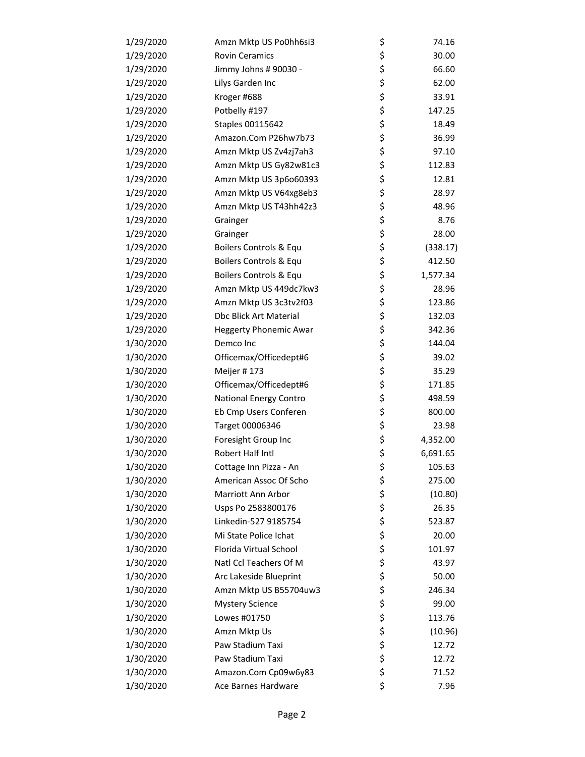| | | | |
|---|---|---|---|
| 1/29/2020 | Amzn Mktp US Po0hh6si3 | $ | 74.16 |
| 1/29/2020 | Rovin Ceramics | $ | 30.00 |
| 1/29/2020 | Jimmy Johns # 90030 - | $ | 66.60 |
| 1/29/2020 | Lilys Garden Inc | $ | 62.00 |
| 1/29/2020 | Kroger #688 | $ | 33.91 |
| 1/29/2020 | Potbelly #197 | $ | 147.25 |
| 1/29/2020 | Staples 00115642 | $ | 18.49 |
| 1/29/2020 | Amazon.Com P26hw7b73 | $ | 36.99 |
| 1/29/2020 | Amzn Mktp US Zv4zj7ah3 | $ | 97.10 |
| 1/29/2020 | Amzn Mktp US Gy82w81c3 | $ | 112.83 |
| 1/29/2020 | Amzn Mktp US 3p6o60393 | $ | 12.81 |
| 1/29/2020 | Amzn Mktp US V64xg8eb3 | $ | 28.97 |
| 1/29/2020 | Amzn Mktp US T43hh42z3 | $ | 48.96 |
| 1/29/2020 | Grainger | $ | 8.76 |
| 1/29/2020 | Grainger | $ | 28.00 |
| 1/29/2020 | Boilers Controls & Equ | $ | (338.17) |
| 1/29/2020 | Boilers Controls & Equ | $ | 412.50 |
| 1/29/2020 | Boilers Controls & Equ | $ | 1,577.34 |
| 1/29/2020 | Amzn Mktp US 449dc7kw3 | $ | 28.96 |
| 1/29/2020 | Amzn Mktp US 3c3tv2f03 | $ | 123.86 |
| 1/29/2020 | Dbc Blick Art Material | $ | 132.03 |
| 1/29/2020 | Heggerty Phonemic Awar | $ | 342.36 |
| 1/30/2020 | Demco Inc | $ | 144.04 |
| 1/30/2020 | Officemax/Officedept#6 | $ | 39.02 |
| 1/30/2020 | Meijer # 173 | $ | 35.29 |
| 1/30/2020 | Officemax/Officedept#6 | $ | 171.85 |
| 1/30/2020 | National Energy Contro | $ | 498.59 |
| 1/30/2020 | Eb Cmp Users Conferen | $ | 800.00 |
| 1/30/2020 | Target 00006346 | $ | 23.98 |
| 1/30/2020 | Foresight Group Inc | $ | 4,352.00 |
| 1/30/2020 | Robert Half Intl | $ | 6,691.65 |
| 1/30/2020 | Cottage Inn Pizza - An | $ | 105.63 |
| 1/30/2020 | American Assoc Of Scho | $ | 275.00 |
| 1/30/2020 | Marriott Ann Arbor | $ | (10.80) |
| 1/30/2020 | Usps Po 2583800176 | $ | 26.35 |
| 1/30/2020 | Linkedin-527 9185754 | $ | 523.87 |
| 1/30/2020 | Mi State Police Ichat | $ | 20.00 |
| 1/30/2020 | Florida Virtual School | $ | 101.97 |
| 1/30/2020 | Natl Ccl Teachers Of M | $ | 43.97 |
| 1/30/2020 | Arc Lakeside Blueprint | $ | 50.00 |
| 1/30/2020 | Amzn Mktp US B55704uw3 | $ | 246.34 |
| 1/30/2020 | Mystery Science | $ | 99.00 |
| 1/30/2020 | Lowes #01750 | $ | 113.76 |
| 1/30/2020 | Amzn Mktp Us | $ | (10.96) |
| 1/30/2020 | Paw Stadium Taxi | $ | 12.72 |
| 1/30/2020 | Paw Stadium Taxi | $ | 12.72 |
| 1/30/2020 | Amazon.Com Cp09w6y83 | $ | 71.52 |
| 1/30/2020 | Ace Barnes Hardware | $ | 7.96 |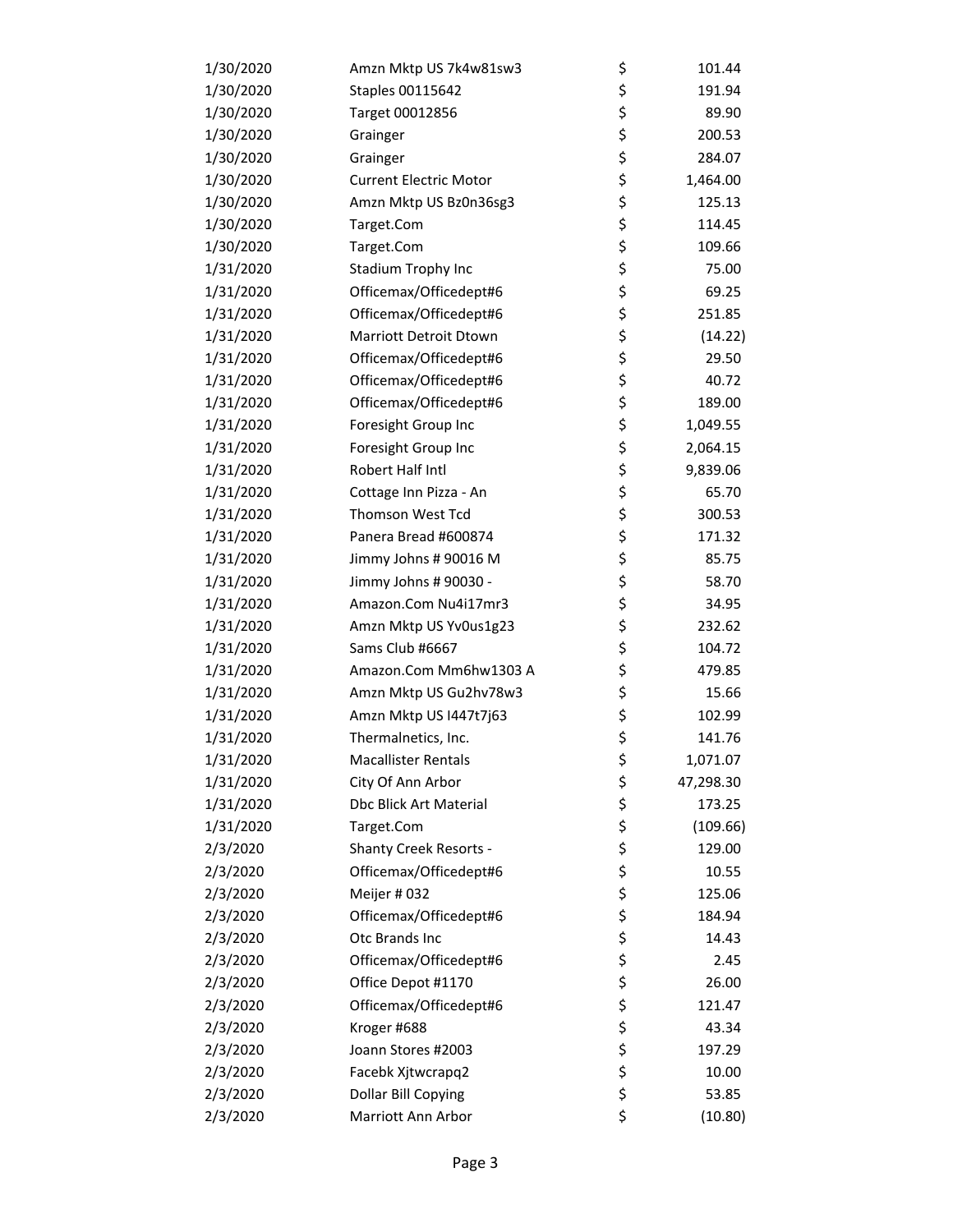| | | | |
|---|---|---|---|
| 1/30/2020 | Amzn Mktp US 7k4w81sw3 | $ | 101.44 |
| 1/30/2020 | Staples 00115642 | $ | 191.94 |
| 1/30/2020 | Target 00012856 | $ | 89.90 |
| 1/30/2020 | Grainger | $ | 200.53 |
| 1/30/2020 | Grainger | $ | 284.07 |
| 1/30/2020 | Current Electric Motor | $ | 1,464.00 |
| 1/30/2020 | Amzn Mktp US Bz0n36sg3 | $ | 125.13 |
| 1/30/2020 | Target.Com | $ | 114.45 |
| 1/30/2020 | Target.Com | $ | 109.66 |
| 1/31/2020 | Stadium Trophy Inc | $ | 75.00 |
| 1/31/2020 | Officemax/Officedept#6 | $ | 69.25 |
| 1/31/2020 | Officemax/Officedept#6 | $ | 251.85 |
| 1/31/2020 | Marriott Detroit Dtown | $ | (14.22) |
| 1/31/2020 | Officemax/Officedept#6 | $ | 29.50 |
| 1/31/2020 | Officemax/Officedept#6 | $ | 40.72 |
| 1/31/2020 | Officemax/Officedept#6 | $ | 189.00 |
| 1/31/2020 | Foresight Group Inc | $ | 1,049.55 |
| 1/31/2020 | Foresight Group Inc | $ | 2,064.15 |
| 1/31/2020 | Robert Half Intl | $ | 9,839.06 |
| 1/31/2020 | Cottage Inn Pizza - An | $ | 65.70 |
| 1/31/2020 | Thomson West Tcd | $ | 300.53 |
| 1/31/2020 | Panera Bread #600874 | $ | 171.32 |
| 1/31/2020 | Jimmy Johns # 90016 M | $ | 85.75 |
| 1/31/2020 | Jimmy Johns # 90030 - | $ | 58.70 |
| 1/31/2020 | Amazon.Com Nu4i17mr3 | $ | 34.95 |
| 1/31/2020 | Amzn Mktp US Yv0us1g23 | $ | 232.62 |
| 1/31/2020 | Sams Club #6667 | $ | 104.72 |
| 1/31/2020 | Amazon.Com Mm6hw1303 A | $ | 479.85 |
| 1/31/2020 | Amzn Mktp US Gu2hv78w3 | $ | 15.66 |
| 1/31/2020 | Amzn Mktp US I447t7j63 | $ | 102.99 |
| 1/31/2020 | Thermalnetics, Inc. | $ | 141.76 |
| 1/31/2020 | Macallister Rentals | $ | 1,071.07 |
| 1/31/2020 | City Of Ann Arbor | $ | 47,298.30 |
| 1/31/2020 | Dbc Blick Art Material | $ | 173.25 |
| 1/31/2020 | Target.Com | $ | (109.66) |
| 2/3/2020 | Shanty Creek Resorts - | $ | 129.00 |
| 2/3/2020 | Officemax/Officedept#6 | $ | 10.55 |
| 2/3/2020 | Meijer # 032 | $ | 125.06 |
| 2/3/2020 | Officemax/Officedept#6 | $ | 184.94 |
| 2/3/2020 | Otc Brands Inc | $ | 14.43 |
| 2/3/2020 | Officemax/Officedept#6 | $ | 2.45 |
| 2/3/2020 | Office Depot #1170 | $ | 26.00 |
| 2/3/2020 | Officemax/Officedept#6 | $ | 121.47 |
| 2/3/2020 | Kroger #688 | $ | 43.34 |
| 2/3/2020 | Joann Stores #2003 | $ | 197.29 |
| 2/3/2020 | Facebk Xjtwcrapq2 | $ | 10.00 |
| 2/3/2020 | Dollar Bill Copying | $ | 53.85 |
| 2/3/2020 | Marriott Ann Arbor | $ | (10.80) |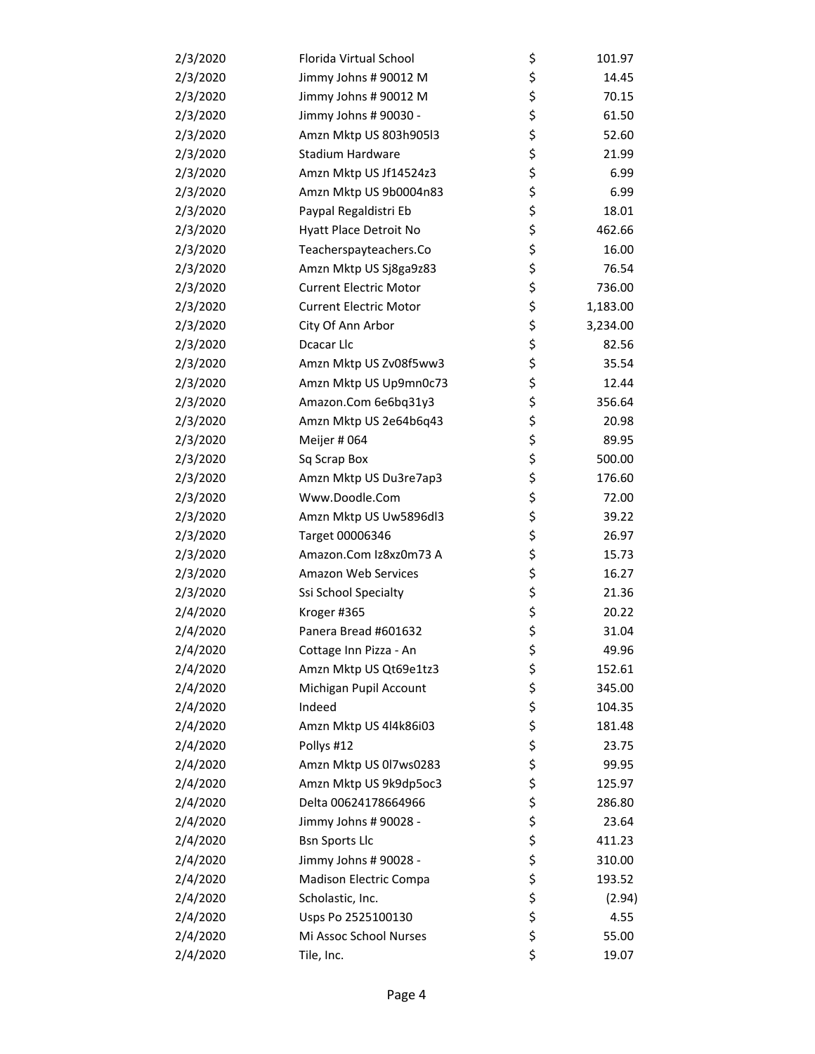| | | | |
|---|---|---|---|
| 2/3/2020 | Florida Virtual School | $ | 101.97 |
| 2/3/2020 | Jimmy Johns # 90012 M | $ | 14.45 |
| 2/3/2020 | Jimmy Johns # 90012 M | $ | 70.15 |
| 2/3/2020 | Jimmy Johns # 90030 - | $ | 61.50 |
| 2/3/2020 | Amzn Mktp US 803h905l3 | $ | 52.60 |
| 2/3/2020 | Stadium Hardware | $ | 21.99 |
| 2/3/2020 | Amzn Mktp US Jf14524z3 | $ | 6.99 |
| 2/3/2020 | Amzn Mktp US 9b0004n83 | $ | 6.99 |
| 2/3/2020 | Paypal Regaldistri Eb | $ | 18.01 |
| 2/3/2020 | Hyatt Place Detroit No | $ | 462.66 |
| 2/3/2020 | Teacherspayteachers.Co | $ | 16.00 |
| 2/3/2020 | Amzn Mktp US Sj8ga9z83 | $ | 76.54 |
| 2/3/2020 | Current Electric Motor | $ | 736.00 |
| 2/3/2020 | Current Electric Motor | $ | 1,183.00 |
| 2/3/2020 | City Of Ann Arbor | $ | 3,234.00 |
| 2/3/2020 | Dcacar Llc | $ | 82.56 |
| 2/3/2020 | Amzn Mktp US Zv08f5ww3 | $ | 35.54 |
| 2/3/2020 | Amzn Mktp US Up9mn0c73 | $ | 12.44 |
| 2/3/2020 | Amazon.Com 6e6bq31y3 | $ | 356.64 |
| 2/3/2020 | Amzn Mktp US 2e64b6q43 | $ | 20.98 |
| 2/3/2020 | Meijer # 064 | $ | 89.95 |
| 2/3/2020 | Sq Scrap Box | $ | 500.00 |
| 2/3/2020 | Amzn Mktp US Du3re7ap3 | $ | 176.60 |
| 2/3/2020 | Www.Doodle.Com | $ | 72.00 |
| 2/3/2020 | Amzn Mktp US Uw5896dl3 | $ | 39.22 |
| 2/3/2020 | Target 00006346 | $ | 26.97 |
| 2/3/2020 | Amazon.Com Iz8xz0m73 A | $ | 15.73 |
| 2/3/2020 | Amazon Web Services | $ | 16.27 |
| 2/3/2020 | Ssi School Specialty | $ | 21.36 |
| 2/4/2020 | Kroger #365 | $ | 20.22 |
| 2/4/2020 | Panera Bread #601632 | $ | 31.04 |
| 2/4/2020 | Cottage Inn Pizza - An | $ | 49.96 |
| 2/4/2020 | Amzn Mktp US Qt69e1tz3 | $ | 152.61 |
| 2/4/2020 | Michigan Pupil Account | $ | 345.00 |
| 2/4/2020 | Indeed | $ | 104.35 |
| 2/4/2020 | Amzn Mktp US 4l4k86i03 | $ | 181.48 |
| 2/4/2020 | Pollys #12 | $ | 23.75 |
| 2/4/2020 | Amzn Mktp US 0l7ws0283 | $ | 99.95 |
| 2/4/2020 | Amzn Mktp US 9k9dp5oc3 | $ | 125.97 |
| 2/4/2020 | Delta 00624178664966 | $ | 286.80 |
| 2/4/2020 | Jimmy Johns # 90028 - | $ | 23.64 |
| 2/4/2020 | Bsn Sports Llc | $ | 411.23 |
| 2/4/2020 | Jimmy Johns # 90028 - | $ | 310.00 |
| 2/4/2020 | Madison Electric Compa | $ | 193.52 |
| 2/4/2020 | Scholastic, Inc. | $ | (2.94) |
| 2/4/2020 | Usps Po 2525100130 | $ | 4.55 |
| 2/4/2020 | Mi Assoc School Nurses | $ | 55.00 |
| 2/4/2020 | Tile, Inc. | $ | 19.07 |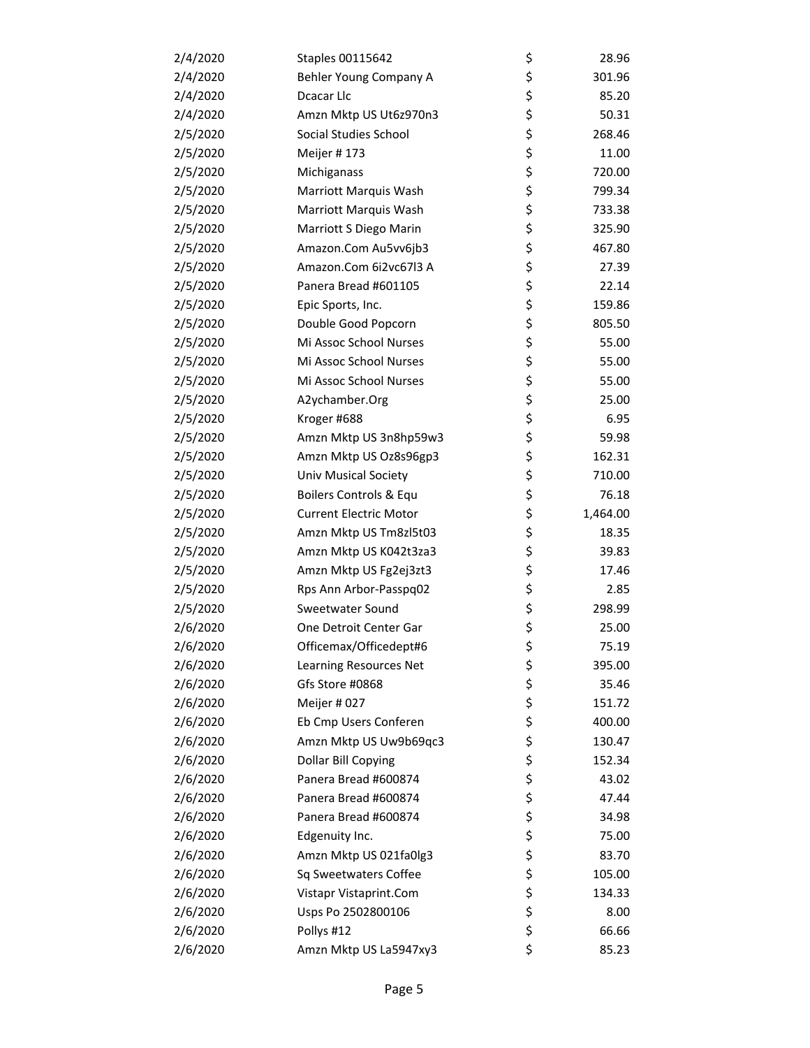| | | | |
|---|---|---|---|
| 2/4/2020 | Staples 00115642 | $ | 28.96 |
| 2/4/2020 | Behler Young Company A | $ | 301.96 |
| 2/4/2020 | Dcacar Llc | $ | 85.20 |
| 2/4/2020 | Amzn Mktp US Ut6z970n3 | $ | 50.31 |
| 2/5/2020 | Social Studies School | $ | 268.46 |
| 2/5/2020 | Meijer # 173 | $ | 11.00 |
| 2/5/2020 | Michiganass | $ | 720.00 |
| 2/5/2020 | Marriott Marquis Wash | $ | 799.34 |
| 2/5/2020 | Marriott Marquis Wash | $ | 733.38 |
| 2/5/2020 | Marriott S Diego Marin | $ | 325.90 |
| 2/5/2020 | Amazon.Com Au5vv6jb3 | $ | 467.80 |
| 2/5/2020 | Amazon.Com 6i2vc67l3 A | $ | 27.39 |
| 2/5/2020 | Panera Bread #601105 | $ | 22.14 |
| 2/5/2020 | Epic Sports, Inc. | $ | 159.86 |
| 2/5/2020 | Double Good Popcorn | $ | 805.50 |
| 2/5/2020 | Mi Assoc School Nurses | $ | 55.00 |
| 2/5/2020 | Mi Assoc School Nurses | $ | 55.00 |
| 2/5/2020 | Mi Assoc School Nurses | $ | 55.00 |
| 2/5/2020 | A2ychamber.Org | $ | 25.00 |
| 2/5/2020 | Kroger #688 | $ | 6.95 |
| 2/5/2020 | Amzn Mktp US 3n8hp59w3 | $ | 59.98 |
| 2/5/2020 | Amzn Mktp US Oz8s96gp3 | $ | 162.31 |
| 2/5/2020 | Univ Musical Society | $ | 710.00 |
| 2/5/2020 | Boilers Controls & Equ | $ | 76.18 |
| 2/5/2020 | Current Electric Motor | $ | 1,464.00 |
| 2/5/2020 | Amzn Mktp US Tm8zl5t03 | $ | 18.35 |
| 2/5/2020 | Amzn Mktp US K042t3za3 | $ | 39.83 |
| 2/5/2020 | Amzn Mktp US Fg2ej3zt3 | $ | 17.46 |
| 2/5/2020 | Rps Ann Arbor-Passpq02 | $ | 2.85 |
| 2/5/2020 | Sweetwater Sound | $ | 298.99 |
| 2/6/2020 | One Detroit Center Gar | $ | 25.00 |
| 2/6/2020 | Officemax/Officedept#6 | $ | 75.19 |
| 2/6/2020 | Learning Resources Net | $ | 395.00 |
| 2/6/2020 | Gfs Store #0868 | $ | 35.46 |
| 2/6/2020 | Meijer # 027 | $ | 151.72 |
| 2/6/2020 | Eb Cmp Users Conferen | $ | 400.00 |
| 2/6/2020 | Amzn Mktp US Uw9b69qc3 | $ | 130.47 |
| 2/6/2020 | Dollar Bill Copying | $ | 152.34 |
| 2/6/2020 | Panera Bread #600874 | $ | 43.02 |
| 2/6/2020 | Panera Bread #600874 | $ | 47.44 |
| 2/6/2020 | Panera Bread #600874 | $ | 34.98 |
| 2/6/2020 | Edgenuity Inc. | $ | 75.00 |
| 2/6/2020 | Amzn Mktp US 021fa0lg3 | $ | 83.70 |
| 2/6/2020 | Sq Sweetwaters Coffee | $ | 105.00 |
| 2/6/2020 | Vistapr Vistaprint.Com | $ | 134.33 |
| 2/6/2020 | Usps Po 2502800106 | $ | 8.00 |
| 2/6/2020 | Pollys #12 | $ | 66.66 |
| 2/6/2020 | Amzn Mktp US La5947xy3 | $ | 85.23 |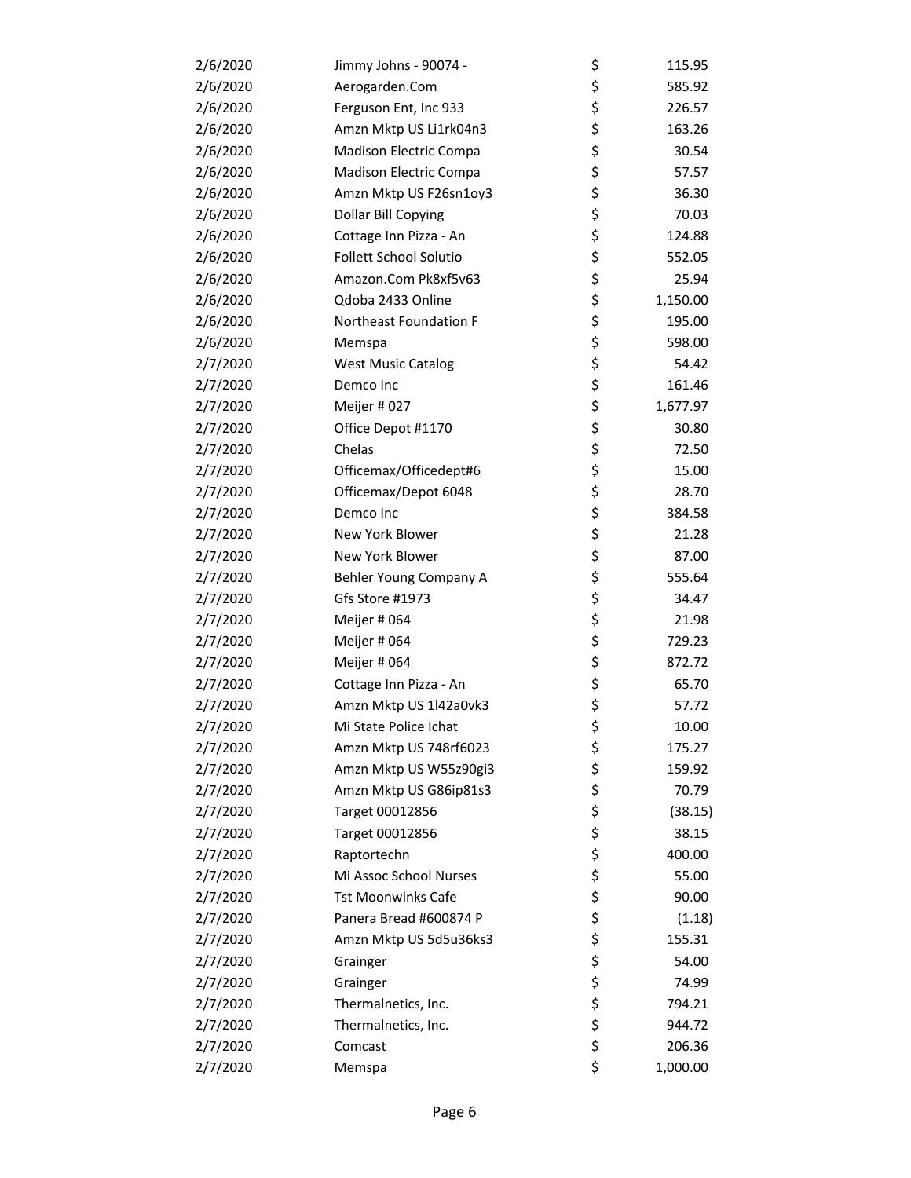| | | | |
|---|---|---|---|
| 2/6/2020 | Jimmy Johns - 90074 - | $ | 115.95 |
| 2/6/2020 | Aerogarden.Com | $ | 585.92 |
| 2/6/2020 | Ferguson Ent, Inc 933 | $ | 226.57 |
| 2/6/2020 | Amzn Mktp US Li1rk04n3 | $ | 163.26 |
| 2/6/2020 | Madison Electric Compa | $ | 30.54 |
| 2/6/2020 | Madison Electric Compa | $ | 57.57 |
| 2/6/2020 | Amzn Mktp US F26sn1oy3 | $ | 36.30 |
| 2/6/2020 | Dollar Bill Copying | $ | 70.03 |
| 2/6/2020 | Cottage Inn Pizza - An | $ | 124.88 |
| 2/6/2020 | Follett School Solutio | $ | 552.05 |
| 2/6/2020 | Amazon.Com Pk8xf5v63 | $ | 25.94 |
| 2/6/2020 | Qdoba 2433 Online | $ | 1,150.00 |
| 2/6/2020 | Northeast Foundation F | $ | 195.00 |
| 2/6/2020 | Memspa | $ | 598.00 |
| 2/7/2020 | West Music Catalog | $ | 54.42 |
| 2/7/2020 | Demco Inc | $ | 161.46 |
| 2/7/2020 | Meijer # 027 | $ | 1,677.97 |
| 2/7/2020 | Office Depot #1170 | $ | 30.80 |
| 2/7/2020 | Chelas | $ | 72.50 |
| 2/7/2020 | Officemax/Officedept#6 | $ | 15.00 |
| 2/7/2020 | Officemax/Depot 6048 | $ | 28.70 |
| 2/7/2020 | Demco Inc | $ | 384.58 |
| 2/7/2020 | New York Blower | $ | 21.28 |
| 2/7/2020 | New York Blower | $ | 87.00 |
| 2/7/2020 | Behler Young Company A | $ | 555.64 |
| 2/7/2020 | Gfs Store #1973 | $ | 34.47 |
| 2/7/2020 | Meijer # 064 | $ | 21.98 |
| 2/7/2020 | Meijer # 064 | $ | 729.23 |
| 2/7/2020 | Meijer # 064 | $ | 872.72 |
| 2/7/2020 | Cottage Inn Pizza - An | $ | 65.70 |
| 2/7/2020 | Amzn Mktp US 1l42a0vk3 | $ | 57.72 |
| 2/7/2020 | Mi State Police Ichat | $ | 10.00 |
| 2/7/2020 | Amzn Mktp US 748rf6023 | $ | 175.27 |
| 2/7/2020 | Amzn Mktp US W55z90gi3 | $ | 159.92 |
| 2/7/2020 | Amzn Mktp US G86ip81s3 | $ | 70.79 |
| 2/7/2020 | Target 00012856 | $ | (38.15) |
| 2/7/2020 | Target 00012856 | $ | 38.15 |
| 2/7/2020 | Raptortechn | $ | 400.00 |
| 2/7/2020 | Mi Assoc School Nurses | $ | 55.00 |
| 2/7/2020 | Tst Moonwinks Cafe | $ | 90.00 |
| 2/7/2020 | Panera Bread #600874 P | $ | (1.18) |
| 2/7/2020 | Amzn Mktp US 5d5u36ks3 | $ | 155.31 |
| 2/7/2020 | Grainger | $ | 54.00 |
| 2/7/2020 | Grainger | $ | 74.99 |
| 2/7/2020 | Thermalnetics, Inc. | $ | 794.21 |
| 2/7/2020 | Thermalnetics, Inc. | $ | 944.72 |
| 2/7/2020 | Comcast | $ | 206.36 |
| 2/7/2020 | Memspa | $ | 1,000.00 |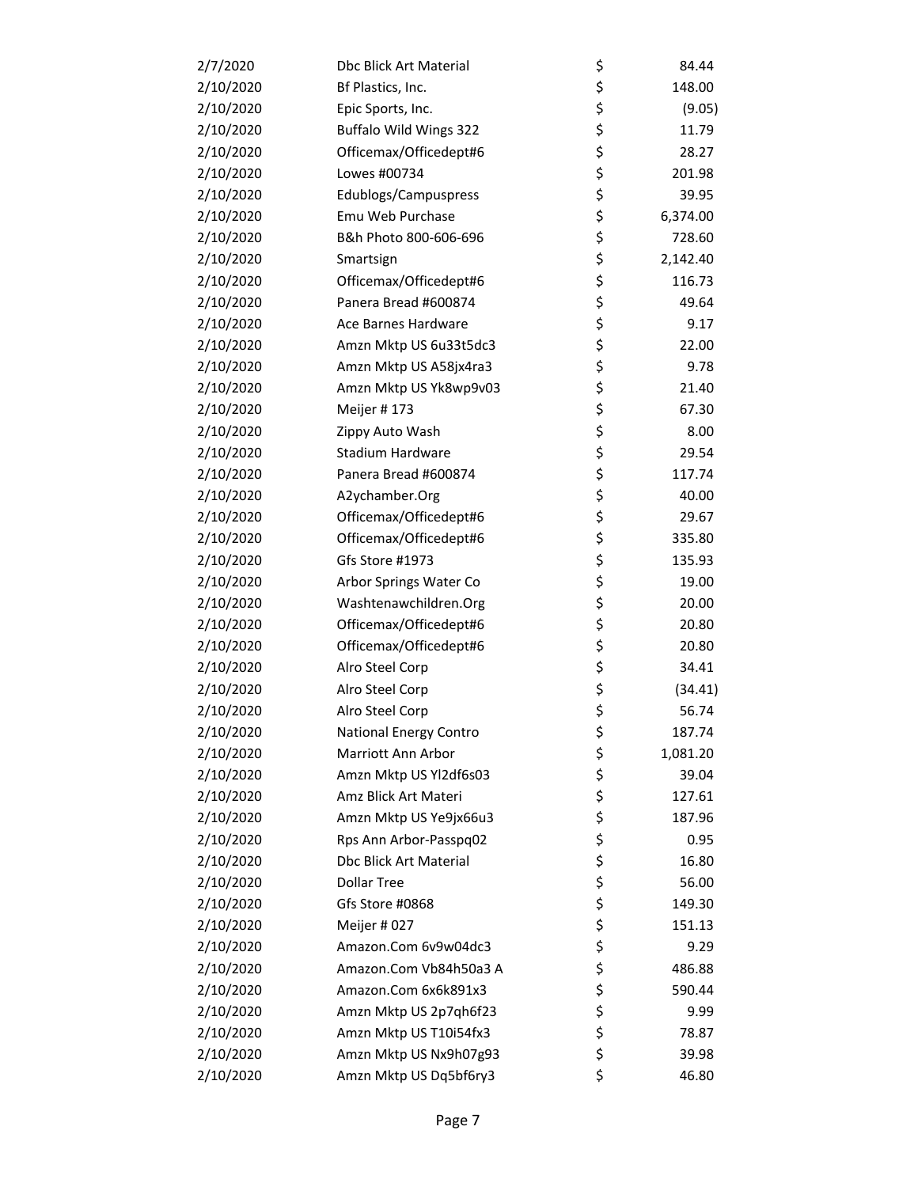| | | | |
|---|---|---|---|
| 2/7/2020 | Dbc Blick Art Material | $ | 84.44 |
| 2/10/2020 | Bf Plastics, Inc. | $ | 148.00 |
| 2/10/2020 | Epic Sports, Inc. | $ | (9.05) |
| 2/10/2020 | Buffalo Wild Wings 322 | $ | 11.79 |
| 2/10/2020 | Officemax/Officedept#6 | $ | 28.27 |
| 2/10/2020 | Lowes #00734 | $ | 201.98 |
| 2/10/2020 | Edublogs/Campuspress | $ | 39.95 |
| 2/10/2020 | Emu Web Purchase | $ | 6,374.00 |
| 2/10/2020 | B&h Photo 800-606-696 | $ | 728.60 |
| 2/10/2020 | Smartsign | $ | 2,142.40 |
| 2/10/2020 | Officemax/Officedept#6 | $ | 116.73 |
| 2/10/2020 | Panera Bread #600874 | $ | 49.64 |
| 2/10/2020 | Ace Barnes Hardware | $ | 9.17 |
| 2/10/2020 | Amzn Mktp US 6u33t5dc3 | $ | 22.00 |
| 2/10/2020 | Amzn Mktp US A58jx4ra3 | $ | 9.78 |
| 2/10/2020 | Amzn Mktp US Yk8wp9v03 | $ | 21.40 |
| 2/10/2020 | Meijer # 173 | $ | 67.30 |
| 2/10/2020 | Zippy Auto Wash | $ | 8.00 |
| 2/10/2020 | Stadium Hardware | $ | 29.54 |
| 2/10/2020 | Panera Bread #600874 | $ | 117.74 |
| 2/10/2020 | A2ychamber.Org | $ | 40.00 |
| 2/10/2020 | Officemax/Officedept#6 | $ | 29.67 |
| 2/10/2020 | Officemax/Officedept#6 | $ | 335.80 |
| 2/10/2020 | Gfs Store #1973 | $ | 135.93 |
| 2/10/2020 | Arbor Springs Water Co | $ | 19.00 |
| 2/10/2020 | Washtenawchildren.Org | $ | 20.00 |
| 2/10/2020 | Officemax/Officedept#6 | $ | 20.80 |
| 2/10/2020 | Officemax/Officedept#6 | $ | 20.80 |
| 2/10/2020 | Alro Steel Corp | $ | 34.41 |
| 2/10/2020 | Alro Steel Corp | $ | (34.41) |
| 2/10/2020 | Alro Steel Corp | $ | 56.74 |
| 2/10/2020 | National Energy Contro | $ | 187.74 |
| 2/10/2020 | Marriott Ann Arbor | $ | 1,081.20 |
| 2/10/2020 | Amzn Mktp US Yl2df6s03 | $ | 39.04 |
| 2/10/2020 | Amz Blick Art Materi | $ | 127.61 |
| 2/10/2020 | Amzn Mktp US Ye9jx66u3 | $ | 187.96 |
| 2/10/2020 | Rps Ann Arbor-Passpq02 | $ | 0.95 |
| 2/10/2020 | Dbc Blick Art Material | $ | 16.80 |
| 2/10/2020 | Dollar Tree | $ | 56.00 |
| 2/10/2020 | Gfs Store #0868 | $ | 149.30 |
| 2/10/2020 | Meijer # 027 | $ | 151.13 |
| 2/10/2020 | Amazon.Com 6v9w04dc3 | $ | 9.29 |
| 2/10/2020 | Amazon.Com Vb84h50a3 A | $ | 486.88 |
| 2/10/2020 | Amazon.Com 6x6k891x3 | $ | 590.44 |
| 2/10/2020 | Amzn Mktp US 2p7qh6f23 | $ | 9.99 |
| 2/10/2020 | Amzn Mktp US T10i54fx3 | $ | 78.87 |
| 2/10/2020 | Amzn Mktp US Nx9h07g93 | $ | 39.98 |
| 2/10/2020 | Amzn Mktp US Dq5bf6ry3 | $ | 46.80 |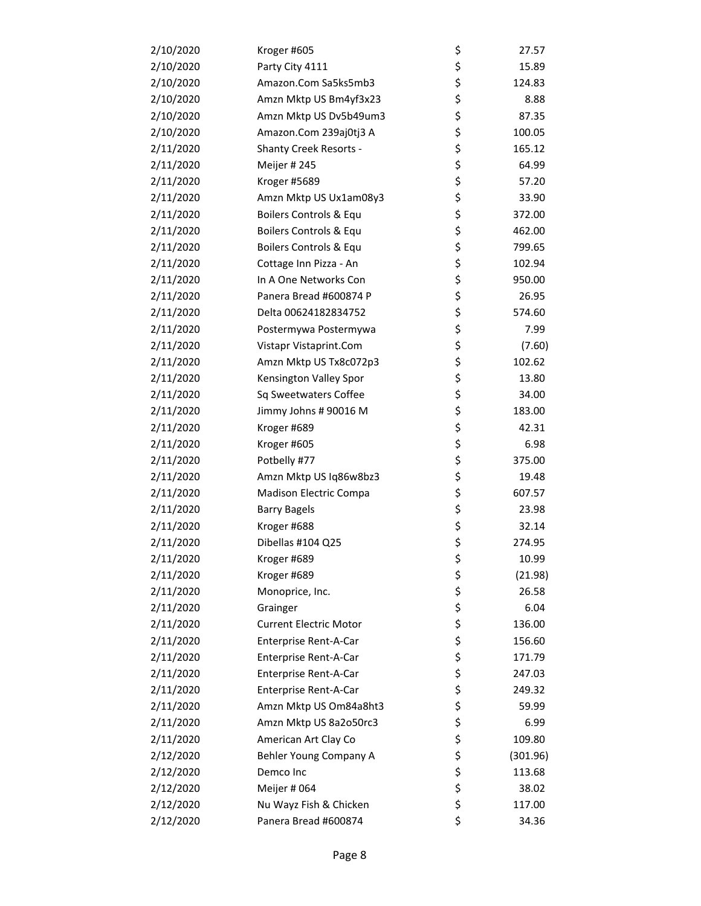| | | | |
|---|---|---|---|
| 2/10/2020 | Kroger #605 | $ | 27.57 |
| 2/10/2020 | Party City 4111 | $ | 15.89 |
| 2/10/2020 | Amazon.Com Sa5ks5mb3 | $ | 124.83 |
| 2/10/2020 | Amzn Mktp US Bm4yf3x23 | $ | 8.88 |
| 2/10/2020 | Amzn Mktp US Dv5b49um3 | $ | 87.35 |
| 2/10/2020 | Amazon.Com 239aj0tj3 A | $ | 100.05 |
| 2/11/2020 | Shanty Creek Resorts - | $ | 165.12 |
| 2/11/2020 | Meijer # 245 | $ | 64.99 |
| 2/11/2020 | Kroger #5689 | $ | 57.20 |
| 2/11/2020 | Amzn Mktp US Ux1am08y3 | $ | 33.90 |
| 2/11/2020 | Boilers Controls & Equ | $ | 372.00 |
| 2/11/2020 | Boilers Controls & Equ | $ | 462.00 |
| 2/11/2020 | Boilers Controls & Equ | $ | 799.65 |
| 2/11/2020 | Cottage Inn Pizza - An | $ | 102.94 |
| 2/11/2020 | In A One Networks Con | $ | 950.00 |
| 2/11/2020 | Panera Bread #600874 P | $ | 26.95 |
| 2/11/2020 | Delta 00624182834752 | $ | 574.60 |
| 2/11/2020 | Postermywa Postermywa | $ | 7.99 |
| 2/11/2020 | Vistapr Vistaprint.Com | $ | (7.60) |
| 2/11/2020 | Amzn Mktp US Tx8c072p3 | $ | 102.62 |
| 2/11/2020 | Kensington Valley Spor | $ | 13.80 |
| 2/11/2020 | Sq Sweetwaters Coffee | $ | 34.00 |
| 2/11/2020 | Jimmy Johns # 90016 M | $ | 183.00 |
| 2/11/2020 | Kroger #689 | $ | 42.31 |
| 2/11/2020 | Kroger #605 | $ | 6.98 |
| 2/11/2020 | Potbelly #77 | $ | 375.00 |
| 2/11/2020 | Amzn Mktp US Iq86w8bz3 | $ | 19.48 |
| 2/11/2020 | Madison Electric Compa | $ | 607.57 |
| 2/11/2020 | Barry Bagels | $ | 23.98 |
| 2/11/2020 | Kroger #688 | $ | 32.14 |
| 2/11/2020 | Dibellas #104 Q25 | $ | 274.95 |
| 2/11/2020 | Kroger #689 | $ | 10.99 |
| 2/11/2020 | Kroger #689 | $ | (21.98) |
| 2/11/2020 | Monoprice, Inc. | $ | 26.58 |
| 2/11/2020 | Grainger | $ | 6.04 |
| 2/11/2020 | Current Electric Motor | $ | 136.00 |
| 2/11/2020 | Enterprise Rent-A-Car | $ | 156.60 |
| 2/11/2020 | Enterprise Rent-A-Car | $ | 171.79 |
| 2/11/2020 | Enterprise Rent-A-Car | $ | 247.03 |
| 2/11/2020 | Enterprise Rent-A-Car | $ | 249.32 |
| 2/11/2020 | Amzn Mktp US Om84a8ht3 | $ | 59.99 |
| 2/11/2020 | Amzn Mktp US 8a2o50rc3 | $ | 6.99 |
| 2/11/2020 | American Art Clay Co | $ | 109.80 |
| 2/12/2020 | Behler Young Company A | $ | (301.96) |
| 2/12/2020 | Demco Inc | $ | 113.68 |
| 2/12/2020 | Meijer # 064 | $ | 38.02 |
| 2/12/2020 | Nu Wayz Fish & Chicken | $ | 117.00 |
| 2/12/2020 | Panera Bread #600874 | $ | 34.36 |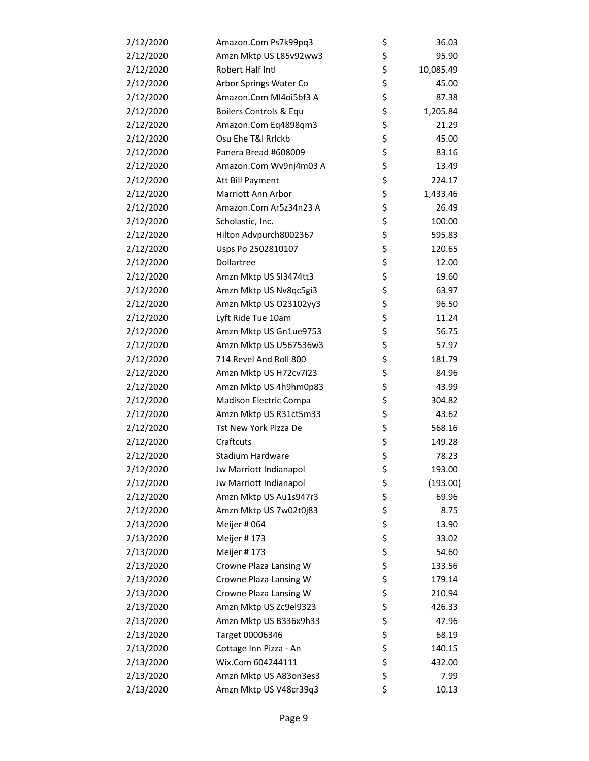| | | | |
|---|---|---|---|
| 2/12/2020 | Amazon.Com Ps7k99pq3 | $ | 36.03 |
| 2/12/2020 | Amzn Mktp US L85v92ww3 | $ | 95.90 |
| 2/12/2020 | Robert Half Intl | $ | 10,085.49 |
| 2/12/2020 | Arbor Springs Water Co | $ | 45.00 |
| 2/12/2020 | Amazon.Com Ml4oi5bf3 A | $ | 87.38 |
| 2/12/2020 | Boilers Controls & Equ | $ | 1,205.84 |
| 2/12/2020 | Amazon.Com Eq4898qm3 | $ | 21.29 |
| 2/12/2020 | Osu Ehe T&I Rrlckb | $ | 45.00 |
| 2/12/2020 | Panera Bread #608009 | $ | 83.16 |
| 2/12/2020 | Amazon.Com Wv9nj4m03 A | $ | 13.49 |
| 2/12/2020 | Att Bill Payment | $ | 224.17 |
| 2/12/2020 | Marriott Ann Arbor | $ | 1,433.46 |
| 2/12/2020 | Amazon.Com Ar5z34n23 A | $ | 26.49 |
| 2/12/2020 | Scholastic, Inc. | $ | 100.00 |
| 2/12/2020 | Hilton Advpurch8002367 | $ | 595.83 |
| 2/12/2020 | Usps Po 2502810107 | $ | 120.65 |
| 2/12/2020 | Dollartree | $ | 12.00 |
| 2/12/2020 | Amzn Mktp US Sl3474tt3 | $ | 19.60 |
| 2/12/2020 | Amzn Mktp US Nv8qc5gi3 | $ | 63.97 |
| 2/12/2020 | Amzn Mktp US O23102yy3 | $ | 96.50 |
| 2/12/2020 | Lyft Ride Tue 10am | $ | 11.24 |
| 2/12/2020 | Amzn Mktp US Gn1ue9753 | $ | 56.75 |
| 2/12/2020 | Amzn Mktp US U567536w3 | $ | 57.97 |
| 2/12/2020 | 714 Revel And Roll 800 | $ | 181.79 |
| 2/12/2020 | Amzn Mktp US H72cv7i23 | $ | 84.96 |
| 2/12/2020 | Amzn Mktp US 4h9hm0p83 | $ | 43.99 |
| 2/12/2020 | Madison Electric Compa | $ | 304.82 |
| 2/12/2020 | Amzn Mktp US R31ct5m33 | $ | 43.62 |
| 2/12/2020 | Tst New York Pizza De | $ | 568.16 |
| 2/12/2020 | Craftcuts | $ | 149.28 |
| 2/12/2020 | Stadium Hardware | $ | 78.23 |
| 2/12/2020 | Jw Marriott Indianapol | $ | 193.00 |
| 2/12/2020 | Jw Marriott Indianapol | $ | (193.00) |
| 2/12/2020 | Amzn Mktp US Au1s947r3 | $ | 69.96 |
| 2/12/2020 | Amzn Mktp US 7w02t0j83 | $ | 8.75 |
| 2/13/2020 | Meijer # 064 | $ | 13.90 |
| 2/13/2020 | Meijer # 173 | $ | 33.02 |
| 2/13/2020 | Meijer # 173 | $ | 54.60 |
| 2/13/2020 | Crowne Plaza Lansing W | $ | 133.56 |
| 2/13/2020 | Crowne Plaza Lansing W | $ | 179.14 |
| 2/13/2020 | Crowne Plaza Lansing W | $ | 210.94 |
| 2/13/2020 | Amzn Mktp US Zc9el9323 | $ | 426.33 |
| 2/13/2020 | Amzn Mktp US B336x9h33 | $ | 47.96 |
| 2/13/2020 | Target 00006346 | $ | 68.19 |
| 2/13/2020 | Cottage Inn Pizza - An | $ | 140.15 |
| 2/13/2020 | Wix.Com 604244111 | $ | 432.00 |
| 2/13/2020 | Amzn Mktp US A83on3es3 | $ | 7.99 |
| 2/13/2020 | Amzn Mktp US V48cr39q3 | $ | 10.13 |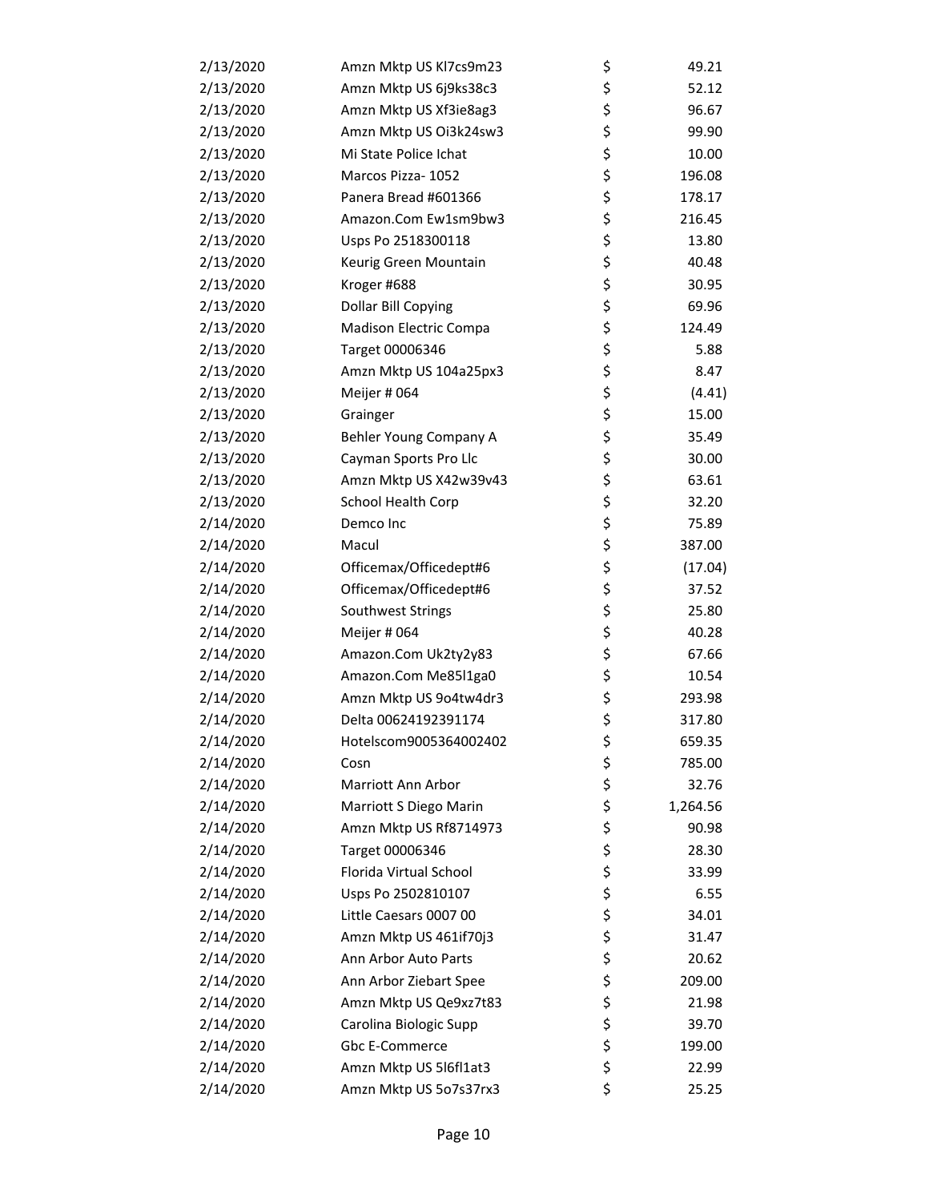| | | | |
|---|---|---|---|
| 2/13/2020 | Amzn Mktp US Kl7cs9m23 | $ | 49.21 |
| 2/13/2020 | Amzn Mktp US 6j9ks38c3 | $ | 52.12 |
| 2/13/2020 | Amzn Mktp US Xf3ie8ag3 | $ | 96.67 |
| 2/13/2020 | Amzn Mktp US Oi3k24sw3 | $ | 99.90 |
| 2/13/2020 | Mi State Police Ichat | $ | 10.00 |
| 2/13/2020 | Marcos Pizza- 1052 | $ | 196.08 |
| 2/13/2020 | Panera Bread #601366 | $ | 178.17 |
| 2/13/2020 | Amazon.Com Ew1sm9bw3 | $ | 216.45 |
| 2/13/2020 | Usps Po 2518300118 | $ | 13.80 |
| 2/13/2020 | Keurig Green Mountain | $ | 40.48 |
| 2/13/2020 | Kroger #688 | $ | 30.95 |
| 2/13/2020 | Dollar Bill Copying | $ | 69.96 |
| 2/13/2020 | Madison Electric Compa | $ | 124.49 |
| 2/13/2020 | Target 00006346 | $ | 5.88 |
| 2/13/2020 | Amzn Mktp US 104a25px3 | $ | 8.47 |
| 2/13/2020 | Meijer # 064 | $ | (4.41) |
| 2/13/2020 | Grainger | $ | 15.00 |
| 2/13/2020 | Behler Young Company A | $ | 35.49 |
| 2/13/2020 | Cayman Sports Pro Llc | $ | 30.00 |
| 2/13/2020 | Amzn Mktp US X42w39v43 | $ | 63.61 |
| 2/13/2020 | School Health Corp | $ | 32.20 |
| 2/14/2020 | Demco Inc | $ | 75.89 |
| 2/14/2020 | Macul | $ | 387.00 |
| 2/14/2020 | Officemax/Officedept#6 | $ | (17.04) |
| 2/14/2020 | Officemax/Officedept#6 | $ | 37.52 |
| 2/14/2020 | Southwest Strings | $ | 25.80 |
| 2/14/2020 | Meijer # 064 | $ | 40.28 |
| 2/14/2020 | Amazon.Com Uk2ty2y83 | $ | 67.66 |
| 2/14/2020 | Amazon.Com Me85l1ga0 | $ | 10.54 |
| 2/14/2020 | Amzn Mktp US 9o4tw4dr3 | $ | 293.98 |
| 2/14/2020 | Delta 00624192391174 | $ | 317.80 |
| 2/14/2020 | Hotelscom9005364002402 | $ | 659.35 |
| 2/14/2020 | Cosn | $ | 785.00 |
| 2/14/2020 | Marriott Ann Arbor | $ | 32.76 |
| 2/14/2020 | Marriott S Diego Marin | $ | 1,264.56 |
| 2/14/2020 | Amzn Mktp US Rf8714973 | $ | 90.98 |
| 2/14/2020 | Target 00006346 | $ | 28.30 |
| 2/14/2020 | Florida Virtual School | $ | 33.99 |
| 2/14/2020 | Usps Po 2502810107 | $ | 6.55 |
| 2/14/2020 | Little Caesars 0007 00 | $ | 34.01 |
| 2/14/2020 | Amzn Mktp US 461if70j3 | $ | 31.47 |
| 2/14/2020 | Ann Arbor Auto Parts | $ | 20.62 |
| 2/14/2020 | Ann Arbor Ziebart Spee | $ | 209.00 |
| 2/14/2020 | Amzn Mktp US Qe9xz7t83 | $ | 21.98 |
| 2/14/2020 | Carolina Biologic Supp | $ | 39.70 |
| 2/14/2020 | Gbc E-Commerce | $ | 199.00 |
| 2/14/2020 | Amzn Mktp US 5l6fl1at3 | $ | 22.99 |
| 2/14/2020 | Amzn Mktp US 5o7s37rx3 | $ | 25.25 |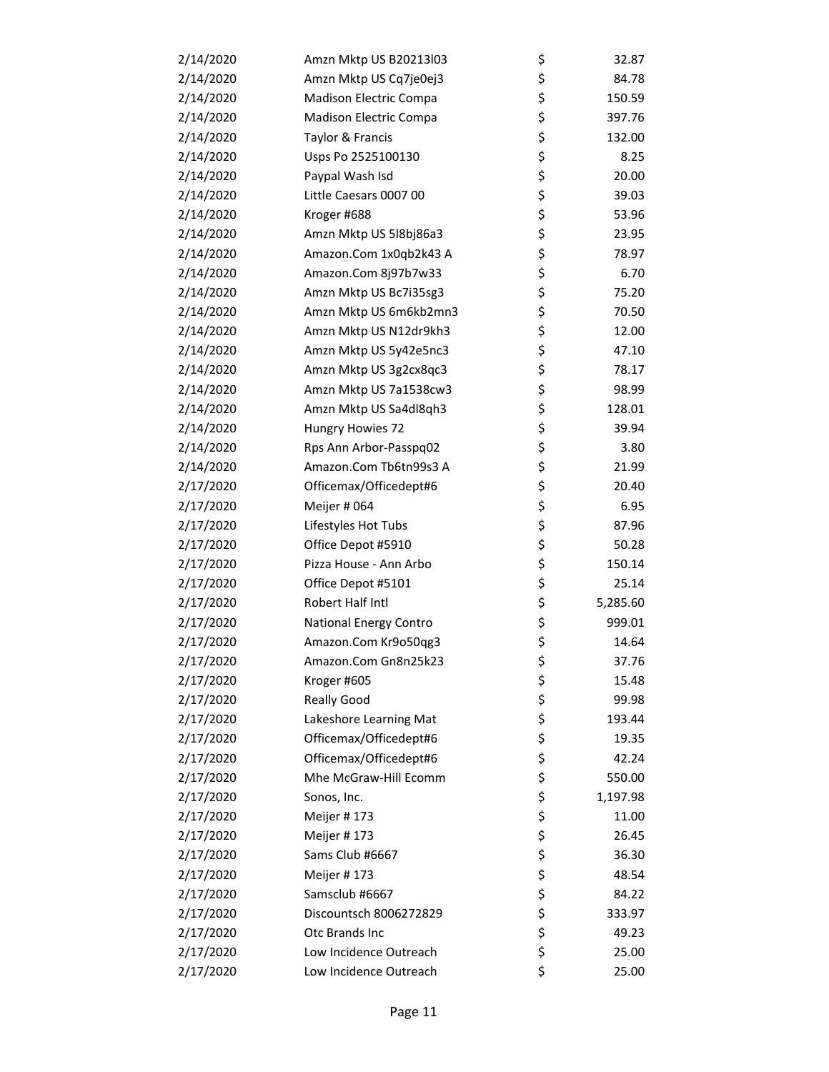| | | | |
|---|---|---|---|
| 2/14/2020 | Amzn Mktp US B20213l03 | $ | 32.87 |
| 2/14/2020 | Amzn Mktp US Cq7je0ej3 | $ | 84.78 |
| 2/14/2020 | Madison Electric Compa | $ | 150.59 |
| 2/14/2020 | Madison Electric Compa | $ | 397.76 |
| 2/14/2020 | Taylor & Francis | $ | 132.00 |
| 2/14/2020 | Usps Po 2525100130 | $ | 8.25 |
| 2/14/2020 | Paypal Wash Isd | $ | 20.00 |
| 2/14/2020 | Little Caesars 0007 00 | $ | 39.03 |
| 2/14/2020 | Kroger #688 | $ | 53.96 |
| 2/14/2020 | Amzn Mktp US 5l8bj86a3 | $ | 23.95 |
| 2/14/2020 | Amazon.Com 1x0qb2k43 A | $ | 78.97 |
| 2/14/2020 | Amazon.Com 8j97b7w33 | $ | 6.70 |
| 2/14/2020 | Amzn Mktp US Bc7i35sg3 | $ | 75.20 |
| 2/14/2020 | Amzn Mktp US 6m6kb2mn3 | $ | 70.50 |
| 2/14/2020 | Amzn Mktp US N12dr9kh3 | $ | 12.00 |
| 2/14/2020 | Amzn Mktp US 5y42e5nc3 | $ | 47.10 |
| 2/14/2020 | Amzn Mktp US 3g2cx8qc3 | $ | 78.17 |
| 2/14/2020 | Amzn Mktp US 7a1538cw3 | $ | 98.99 |
| 2/14/2020 | Amzn Mktp US Sa4dl8qh3 | $ | 128.01 |
| 2/14/2020 | Hungry Howies 72 | $ | 39.94 |
| 2/14/2020 | Rps Ann Arbor-Passpq02 | $ | 3.80 |
| 2/14/2020 | Amazon.Com Tb6tn99s3 A | $ | 21.99 |
| 2/17/2020 | Officemax/Officedept#6 | $ | 20.40 |
| 2/17/2020 | Meijer # 064 | $ | 6.95 |
| 2/17/2020 | Lifestyles Hot Tubs | $ | 87.96 |
| 2/17/2020 | Office Depot #5910 | $ | 50.28 |
| 2/17/2020 | Pizza House - Ann Arbo | $ | 150.14 |
| 2/17/2020 | Office Depot #5101 | $ | 25.14 |
| 2/17/2020 | Robert Half Intl | $ | 5,285.60 |
| 2/17/2020 | National Energy Contro | $ | 999.01 |
| 2/17/2020 | Amazon.Com Kr9o50qg3 | $ | 14.64 |
| 2/17/2020 | Amazon.Com Gn8n25k23 | $ | 37.76 |
| 2/17/2020 | Kroger #605 | $ | 15.48 |
| 2/17/2020 | Really Good | $ | 99.98 |
| 2/17/2020 | Lakeshore Learning Mat | $ | 193.44 |
| 2/17/2020 | Officemax/Officedept#6 | $ | 19.35 |
| 2/17/2020 | Officemax/Officedept#6 | $ | 42.24 |
| 2/17/2020 | Mhe McGraw-Hill Ecomm | $ | 550.00 |
| 2/17/2020 | Sonos, Inc. | $ | 1,197.98 |
| 2/17/2020 | Meijer # 173 | $ | 11.00 |
| 2/17/2020 | Meijer # 173 | $ | 26.45 |
| 2/17/2020 | Sams Club #6667 | $ | 36.30 |
| 2/17/2020 | Meijer # 173 | $ | 48.54 |
| 2/17/2020 | Samsclub #6667 | $ | 84.22 |
| 2/17/2020 | Discountsch 8006272829 | $ | 333.97 |
| 2/17/2020 | Otc Brands Inc | $ | 49.23 |
| 2/17/2020 | Low Incidence Outreach | $ | 25.00 |
| 2/17/2020 | Low Incidence Outreach | $ | 25.00 |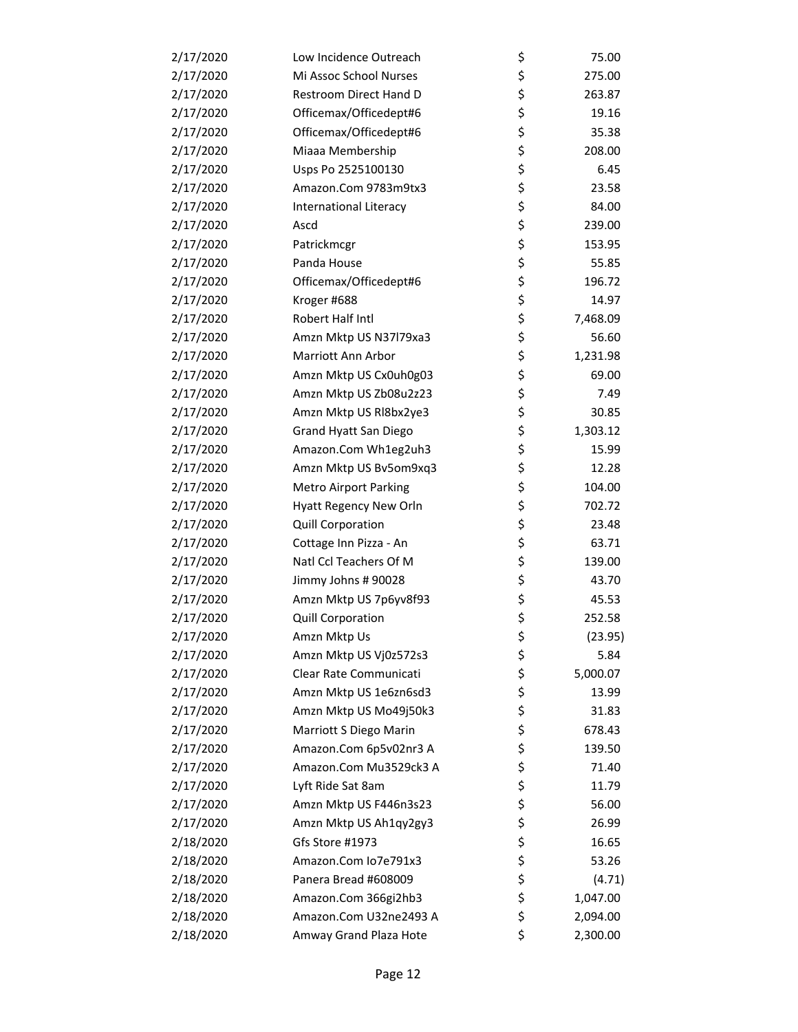| | | | |
|---|---|---|---|
| 2/17/2020 | Low Incidence Outreach | $ | 75.00 |
| 2/17/2020 | Mi Assoc School Nurses | $ | 275.00 |
| 2/17/2020 | Restroom Direct Hand D | $ | 263.87 |
| 2/17/2020 | Officemax/Officedept#6 | $ | 19.16 |
| 2/17/2020 | Officemax/Officedept#6 | $ | 35.38 |
| 2/17/2020 | Miaaa Membership | $ | 208.00 |
| 2/17/2020 | Usps Po 2525100130 | $ | 6.45 |
| 2/17/2020 | Amazon.Com 9783m9tx3 | $ | 23.58 |
| 2/17/2020 | International Literacy | $ | 84.00 |
| 2/17/2020 | Ascd | $ | 239.00 |
| 2/17/2020 | Patrickmcgr | $ | 153.95 |
| 2/17/2020 | Panda House | $ | 55.85 |
| 2/17/2020 | Officemax/Officedept#6 | $ | 196.72 |
| 2/17/2020 | Kroger #688 | $ | 14.97 |
| 2/17/2020 | Robert Half Intl | $ | 7,468.09 |
| 2/17/2020 | Amzn Mktp US N37l79xa3 | $ | 56.60 |
| 2/17/2020 | Marriott Ann Arbor | $ | 1,231.98 |
| 2/17/2020 | Amzn Mktp US Cx0uh0g03 | $ | 69.00 |
| 2/17/2020 | Amzn Mktp US Zb08u2z23 | $ | 7.49 |
| 2/17/2020 | Amzn Mktp US Rl8bx2ye3 | $ | 30.85 |
| 2/17/2020 | Grand Hyatt San Diego | $ | 1,303.12 |
| 2/17/2020 | Amazon.Com Wh1eg2uh3 | $ | 15.99 |
| 2/17/2020 | Amzn Mktp US Bv5om9xq3 | $ | 12.28 |
| 2/17/2020 | Metro Airport Parking | $ | 104.00 |
| 2/17/2020 | Hyatt Regency New Orln | $ | 702.72 |
| 2/17/2020 | Quill Corporation | $ | 23.48 |
| 2/17/2020 | Cottage Inn Pizza - An | $ | 63.71 |
| 2/17/2020 | Natl Ccl Teachers Of M | $ | 139.00 |
| 2/17/2020 | Jimmy Johns # 90028 | $ | 43.70 |
| 2/17/2020 | Amzn Mktp US 7p6yv8f93 | $ | 45.53 |
| 2/17/2020 | Quill Corporation | $ | 252.58 |
| 2/17/2020 | Amzn Mktp Us | $ | (23.95) |
| 2/17/2020 | Amzn Mktp US Vj0z572s3 | $ | 5.84 |
| 2/17/2020 | Clear Rate Communicati | $ | 5,000.07 |
| 2/17/2020 | Amzn Mktp US 1e6zn6sd3 | $ | 13.99 |
| 2/17/2020 | Amzn Mktp US Mo49j50k3 | $ | 31.83 |
| 2/17/2020 | Marriott S Diego Marin | $ | 678.43 |
| 2/17/2020 | Amazon.Com 6p5v02nr3 A | $ | 139.50 |
| 2/17/2020 | Amazon.Com Mu3529ck3 A | $ | 71.40 |
| 2/17/2020 | Lyft Ride Sat 8am | $ | 11.79 |
| 2/17/2020 | Amzn Mktp US F446n3s23 | $ | 56.00 |
| 2/17/2020 | Amzn Mktp US Ah1qy2gy3 | $ | 26.99 |
| 2/18/2020 | Gfs Store #1973 | $ | 16.65 |
| 2/18/2020 | Amazon.Com Io7e791x3 | $ | 53.26 |
| 2/18/2020 | Panera Bread #608009 | $ | (4.71) |
| 2/18/2020 | Amazon.Com 366gi2hb3 | $ | 1,047.00 |
| 2/18/2020 | Amazon.Com U32ne2493 A | $ | 2,094.00 |
| 2/18/2020 | Amway Grand Plaza Hote | $ | 2,300.00 |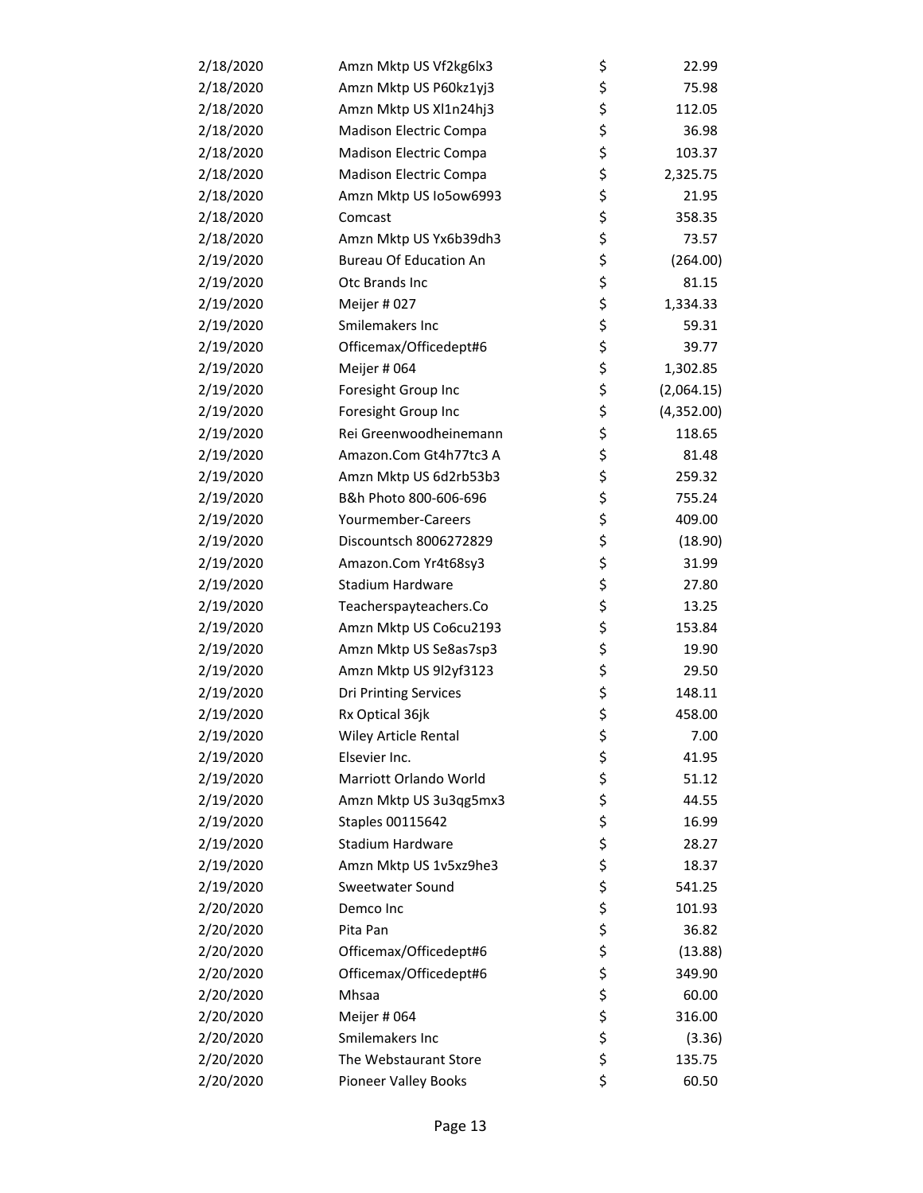| | | | |
|---|---|---|---|
| 2/18/2020 | Amzn Mktp US Vf2kg6lx3 | $ | 22.99 |
| 2/18/2020 | Amzn Mktp US P60kz1yj3 | $ | 75.98 |
| 2/18/2020 | Amzn Mktp US Xl1n24hj3 | $ | 112.05 |
| 2/18/2020 | Madison Electric Compa | $ | 36.98 |
| 2/18/2020 | Madison Electric Compa | $ | 103.37 |
| 2/18/2020 | Madison Electric Compa | $ | 2,325.75 |
| 2/18/2020 | Amzn Mktp US Io5ow6993 | $ | 21.95 |
| 2/18/2020 | Comcast | $ | 358.35 |
| 2/18/2020 | Amzn Mktp US Yx6b39dh3 | $ | 73.57 |
| 2/19/2020 | Bureau Of Education An | $ | (264.00) |
| 2/19/2020 | Otc Brands Inc | $ | 81.15 |
| 2/19/2020 | Meijer # 027 | $ | 1,334.33 |
| 2/19/2020 | Smilemakers Inc | $ | 59.31 |
| 2/19/2020 | Officemax/Officedept#6 | $ | 39.77 |
| 2/19/2020 | Meijer # 064 | $ | 1,302.85 |
| 2/19/2020 | Foresight Group Inc | $ | (2,064.15) |
| 2/19/2020 | Foresight Group Inc | $ | (4,352.00) |
| 2/19/2020 | Rei Greenwoodheinemann | $ | 118.65 |
| 2/19/2020 | Amazon.Com Gt4h77tc3 A | $ | 81.48 |
| 2/19/2020 | Amzn Mktp US 6d2rb53b3 | $ | 259.32 |
| 2/19/2020 | B&h Photo 800-606-696 | $ | 755.24 |
| 2/19/2020 | Yourmember-Careers | $ | 409.00 |
| 2/19/2020 | Discountsch 8006272829 | $ | (18.90) |
| 2/19/2020 | Amazon.Com Yr4t68sy3 | $ | 31.99 |
| 2/19/2020 | Stadium Hardware | $ | 27.80 |
| 2/19/2020 | Teacherspayteachers.Co | $ | 13.25 |
| 2/19/2020 | Amzn Mktp US Co6cu2193 | $ | 153.84 |
| 2/19/2020 | Amzn Mktp US Se8as7sp3 | $ | 19.90 |
| 2/19/2020 | Amzn Mktp US 9l2yf3123 | $ | 29.50 |
| 2/19/2020 | Dri Printing Services | $ | 148.11 |
| 2/19/2020 | Rx Optical 36jk | $ | 458.00 |
| 2/19/2020 | Wiley Article Rental | $ | 7.00 |
| 2/19/2020 | Elsevier Inc. | $ | 41.95 |
| 2/19/2020 | Marriott Orlando World | $ | 51.12 |
| 2/19/2020 | Amzn Mktp US 3u3qg5mx3 | $ | 44.55 |
| 2/19/2020 | Staples 00115642 | $ | 16.99 |
| 2/19/2020 | Stadium Hardware | $ | 28.27 |
| 2/19/2020 | Amzn Mktp US 1v5xz9he3 | $ | 18.37 |
| 2/19/2020 | Sweetwater Sound | $ | 541.25 |
| 2/20/2020 | Demco Inc | $ | 101.93 |
| 2/20/2020 | Pita Pan | $ | 36.82 |
| 2/20/2020 | Officemax/Officedept#6 | $ | (13.88) |
| 2/20/2020 | Officemax/Officedept#6 | $ | 349.90 |
| 2/20/2020 | Mhsaa | $ | 60.00 |
| 2/20/2020 | Meijer # 064 | $ | 316.00 |
| 2/20/2020 | Smilemakers Inc | $ | (3.36) |
| 2/20/2020 | The Webstaurant Store | $ | 135.75 |
| 2/20/2020 | Pioneer Valley Books | $ | 60.50 |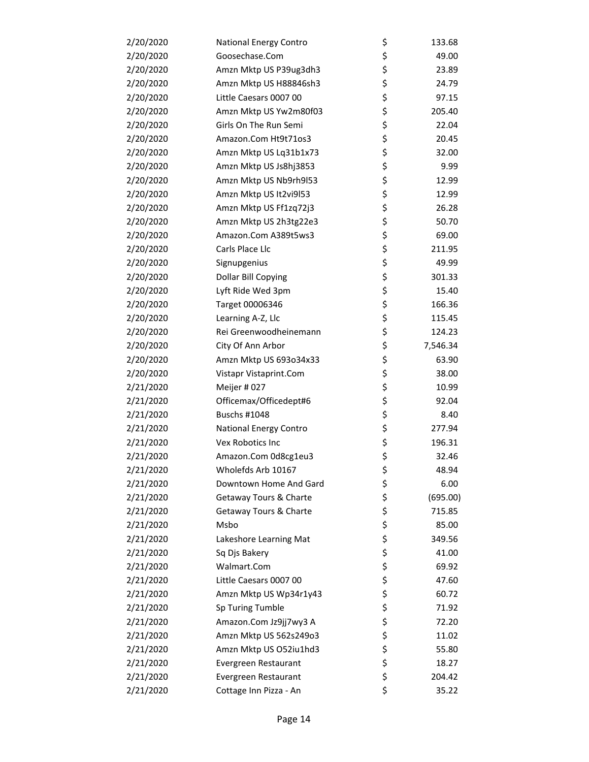| | | | |
|---|---|---|---|
| 2/20/2020 | National Energy Contro | $ | 133.68 |
| 2/20/2020 | Goosechase.Com | $ | 49.00 |
| 2/20/2020 | Amzn Mktp US P39ug3dh3 | $ | 23.89 |
| 2/20/2020 | Amzn Mktp US H88846sh3 | $ | 24.79 |
| 2/20/2020 | Little Caesars 0007 00 | $ | 97.15 |
| 2/20/2020 | Amzn Mktp US Yw2m80f03 | $ | 205.40 |
| 2/20/2020 | Girls On The Run Semi | $ | 22.04 |
| 2/20/2020 | Amazon.Com Ht9t71os3 | $ | 20.45 |
| 2/20/2020 | Amzn Mktp US Lq31b1x73 | $ | 32.00 |
| 2/20/2020 | Amzn Mktp US Js8hj3853 | $ | 9.99 |
| 2/20/2020 | Amzn Mktp US Nb9rh9l53 | $ | 12.99 |
| 2/20/2020 | Amzn Mktp US It2vi9l53 | $ | 12.99 |
| 2/20/2020 | Amzn Mktp US Ff1zq72j3 | $ | 26.28 |
| 2/20/2020 | Amzn Mktp US 2h3tg22e3 | $ | 50.70 |
| 2/20/2020 | Amazon.Com A389t5ws3 | $ | 69.00 |
| 2/20/2020 | Carls Place Llc | $ | 211.95 |
| 2/20/2020 | Signupgenius | $ | 49.99 |
| 2/20/2020 | Dollar Bill Copying | $ | 301.33 |
| 2/20/2020 | Lyft Ride Wed 3pm | $ | 15.40 |
| 2/20/2020 | Target 00006346 | $ | 166.36 |
| 2/20/2020 | Learning A-Z, Llc | $ | 115.45 |
| 2/20/2020 | Rei Greenwoodheinemann | $ | 124.23 |
| 2/20/2020 | City Of Ann Arbor | $ | 7,546.34 |
| 2/20/2020 | Amzn Mktp US 693o34x33 | $ | 63.90 |
| 2/20/2020 | Vistapr Vistaprint.Com | $ | 38.00 |
| 2/21/2020 | Meijer # 027 | $ | 10.99 |
| 2/21/2020 | Officemax/Officedept#6 | $ | 92.04 |
| 2/21/2020 | Buschs #1048 | $ | 8.40 |
| 2/21/2020 | National Energy Contro | $ | 277.94 |
| 2/21/2020 | Vex Robotics Inc | $ | 196.31 |
| 2/21/2020 | Amazon.Com 0d8cg1eu3 | $ | 32.46 |
| 2/21/2020 | Wholefds Arb 10167 | $ | 48.94 |
| 2/21/2020 | Downtown Home And Gard | $ | 6.00 |
| 2/21/2020 | Getaway Tours & Charte | $ | (695.00) |
| 2/21/2020 | Getaway Tours & Charte | $ | 715.85 |
| 2/21/2020 | Msbo | $ | 85.00 |
| 2/21/2020 | Lakeshore Learning Mat | $ | 349.56 |
| 2/21/2020 | Sq Djs Bakery | $ | 41.00 |
| 2/21/2020 | Walmart.Com | $ | 69.92 |
| 2/21/2020 | Little Caesars 0007 00 | $ | 47.60 |
| 2/21/2020 | Amzn Mktp US Wp34r1y43 | $ | 60.72 |
| 2/21/2020 | Sp Turing Tumble | $ | 71.92 |
| 2/21/2020 | Amazon.Com Jz9jj7wy3 A | $ | 72.20 |
| 2/21/2020 | Amzn Mktp US 562s249o3 | $ | 11.02 |
| 2/21/2020 | Amzn Mktp US O52iu1hd3 | $ | 55.80 |
| 2/21/2020 | Evergreen Restaurant | $ | 18.27 |
| 2/21/2020 | Evergreen Restaurant | $ | 204.42 |
| 2/21/2020 | Cottage Inn Pizza - An | $ | 35.22 |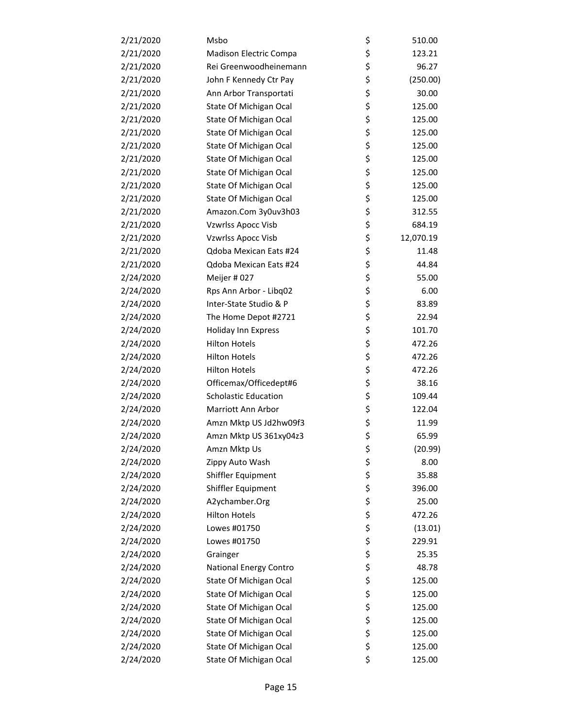| | | | |
|---|---|---|---|
| 2/21/2020 | Msbo | $ | 510.00 |
| 2/21/2020 | Madison Electric Compa | $ | 123.21 |
| 2/21/2020 | Rei Greenwoodheinemann | $ | 96.27 |
| 2/21/2020 | John F Kennedy Ctr Pay | $ | (250.00) |
| 2/21/2020 | Ann Arbor Transportati | $ | 30.00 |
| 2/21/2020 | State Of Michigan Ocal | $ | 125.00 |
| 2/21/2020 | State Of Michigan Ocal | $ | 125.00 |
| 2/21/2020 | State Of Michigan Ocal | $ | 125.00 |
| 2/21/2020 | State Of Michigan Ocal | $ | 125.00 |
| 2/21/2020 | State Of Michigan Ocal | $ | 125.00 |
| 2/21/2020 | State Of Michigan Ocal | $ | 125.00 |
| 2/21/2020 | State Of Michigan Ocal | $ | 125.00 |
| 2/21/2020 | State Of Michigan Ocal | $ | 125.00 |
| 2/21/2020 | Amazon.Com 3y0uv3h03 | $ | 312.55 |
| 2/21/2020 | Vzwrlss Apocc Visb | $ | 684.19 |
| 2/21/2020 | Vzwrlss Apocc Visb | $ | 12,070.19 |
| 2/21/2020 | Qdoba Mexican Eats #24 | $ | 11.48 |
| 2/21/2020 | Qdoba Mexican Eats #24 | $ | 44.84 |
| 2/24/2020 | Meijer # 027 | $ | 55.00 |
| 2/24/2020 | Rps Ann Arbor - Libq02 | $ | 6.00 |
| 2/24/2020 | Inter-State Studio & P | $ | 83.89 |
| 2/24/2020 | The Home Depot #2721 | $ | 22.94 |
| 2/24/2020 | Holiday Inn Express | $ | 101.70 |
| 2/24/2020 | Hilton Hotels | $ | 472.26 |
| 2/24/2020 | Hilton Hotels | $ | 472.26 |
| 2/24/2020 | Hilton Hotels | $ | 472.26 |
| 2/24/2020 | Officemax/Officedept#6 | $ | 38.16 |
| 2/24/2020 | Scholastic Education | $ | 109.44 |
| 2/24/2020 | Marriott Ann Arbor | $ | 122.04 |
| 2/24/2020 | Amzn Mktp US Jd2hw09f3 | $ | 11.99 |
| 2/24/2020 | Amzn Mktp US 361xy04z3 | $ | 65.99 |
| 2/24/2020 | Amzn Mktp Us | $ | (20.99) |
| 2/24/2020 | Zippy Auto Wash | $ | 8.00 |
| 2/24/2020 | Shiffler Equipment | $ | 35.88 |
| 2/24/2020 | Shiffler Equipment | $ | 396.00 |
| 2/24/2020 | A2ychamber.Org | $ | 25.00 |
| 2/24/2020 | Hilton Hotels | $ | 472.26 |
| 2/24/2020 | Lowes #01750 | $ | (13.01) |
| 2/24/2020 | Lowes #01750 | $ | 229.91 |
| 2/24/2020 | Grainger | $ | 25.35 |
| 2/24/2020 | National Energy Contro | $ | 48.78 |
| 2/24/2020 | State Of Michigan Ocal | $ | 125.00 |
| 2/24/2020 | State Of Michigan Ocal | $ | 125.00 |
| 2/24/2020 | State Of Michigan Ocal | $ | 125.00 |
| 2/24/2020 | State Of Michigan Ocal | $ | 125.00 |
| 2/24/2020 | State Of Michigan Ocal | $ | 125.00 |
| 2/24/2020 | State Of Michigan Ocal | $ | 125.00 |
| 2/24/2020 | State Of Michigan Ocal | $ | 125.00 |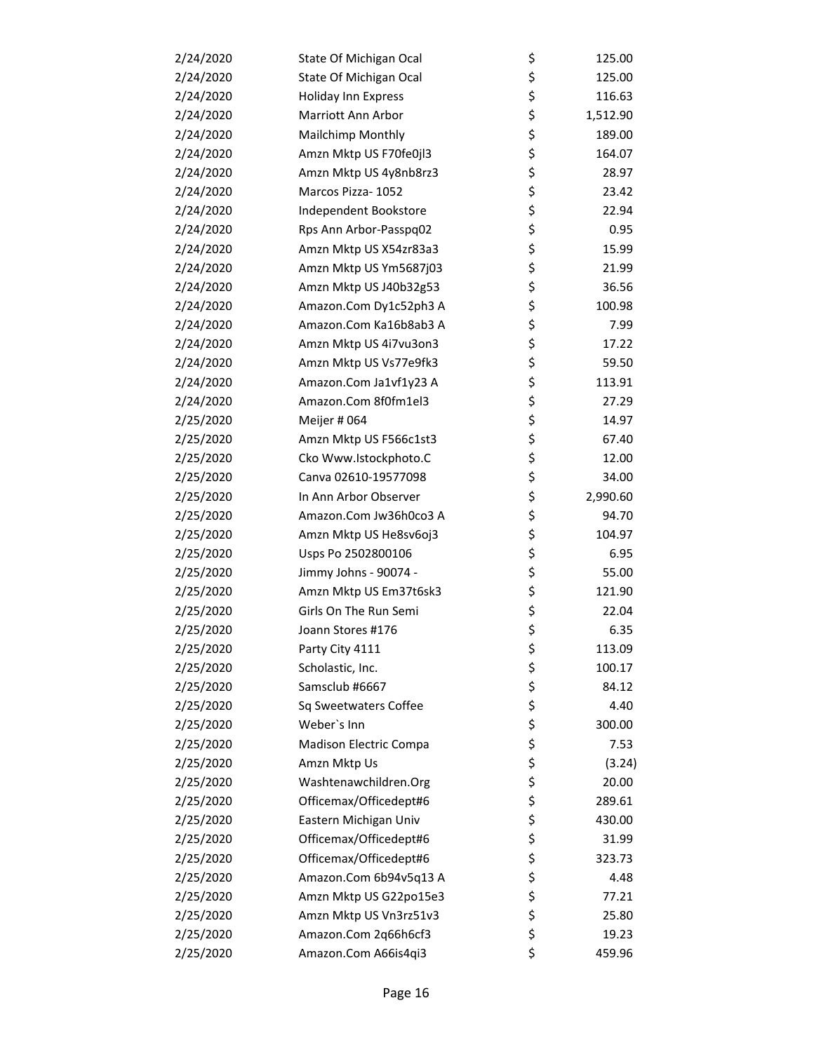| | | | |
|---|---|---|---|
| 2/24/2020 | State Of Michigan Ocal | $ | 125.00 |
| 2/24/2020 | State Of Michigan Ocal | $ | 125.00 |
| 2/24/2020 | Holiday Inn Express | $ | 116.63 |
| 2/24/2020 | Marriott Ann Arbor | $ | 1,512.90 |
| 2/24/2020 | Mailchimp Monthly | $ | 189.00 |
| 2/24/2020 | Amzn Mktp US F70fe0jl3 | $ | 164.07 |
| 2/24/2020 | Amzn Mktp US 4y8nb8rz3 | $ | 28.97 |
| 2/24/2020 | Marcos Pizza- 1052 | $ | 23.42 |
| 2/24/2020 | Independent Bookstore | $ | 22.94 |
| 2/24/2020 | Rps Ann Arbor-Passpq02 | $ | 0.95 |
| 2/24/2020 | Amzn Mktp US X54zr83a3 | $ | 15.99 |
| 2/24/2020 | Amzn Mktp US Ym5687j03 | $ | 21.99 |
| 2/24/2020 | Amzn Mktp US J40b32g53 | $ | 36.56 |
| 2/24/2020 | Amazon.Com Dy1c52ph3 A | $ | 100.98 |
| 2/24/2020 | Amazon.Com Ka16b8ab3 A | $ | 7.99 |
| 2/24/2020 | Amzn Mktp US 4i7vu3on3 | $ | 17.22 |
| 2/24/2020 | Amzn Mktp US Vs77e9fk3 | $ | 59.50 |
| 2/24/2020 | Amazon.Com Ja1vf1y23 A | $ | 113.91 |
| 2/24/2020 | Amazon.Com 8f0fm1el3 | $ | 27.29 |
| 2/25/2020 | Meijer # 064 | $ | 14.97 |
| 2/25/2020 | Amzn Mktp US F566c1st3 | $ | 67.40 |
| 2/25/2020 | Cko Www.Istockphoto.C | $ | 12.00 |
| 2/25/2020 | Canva 02610-19577098 | $ | 34.00 |
| 2/25/2020 | In Ann Arbor Observer | $ | 2,990.60 |
| 2/25/2020 | Amazon.Com Jw36h0co3 A | $ | 94.70 |
| 2/25/2020 | Amzn Mktp US He8sv6oj3 | $ | 104.97 |
| 2/25/2020 | Usps Po 2502800106 | $ | 6.95 |
| 2/25/2020 | Jimmy Johns - 90074 - | $ | 55.00 |
| 2/25/2020 | Amzn Mktp US Em37t6sk3 | $ | 121.90 |
| 2/25/2020 | Girls On The Run Semi | $ | 22.04 |
| 2/25/2020 | Joann Stores #176 | $ | 6.35 |
| 2/25/2020 | Party City 4111 | $ | 113.09 |
| 2/25/2020 | Scholastic, Inc. | $ | 100.17 |
| 2/25/2020 | Samsclub #6667 | $ | 84.12 |
| 2/25/2020 | Sq Sweetwaters Coffee | $ | 4.40 |
| 2/25/2020 | Weber`s Inn | $ | 300.00 |
| 2/25/2020 | Madison Electric Compa | $ | 7.53 |
| 2/25/2020 | Amzn Mktp Us | $ | (3.24) |
| 2/25/2020 | Washtenawchildren.Org | $ | 20.00 |
| 2/25/2020 | Officemax/Officedept#6 | $ | 289.61 |
| 2/25/2020 | Eastern Michigan Univ | $ | 430.00 |
| 2/25/2020 | Officemax/Officedept#6 | $ | 31.99 |
| 2/25/2020 | Officemax/Officedept#6 | $ | 323.73 |
| 2/25/2020 | Amazon.Com 6b94v5q13 A | $ | 4.48 |
| 2/25/2020 | Amzn Mktp US G22po15e3 | $ | 77.21 |
| 2/25/2020 | Amzn Mktp US Vn3rz51v3 | $ | 25.80 |
| 2/25/2020 | Amazon.Com 2q66h6cf3 | $ | 19.23 |
| 2/25/2020 | Amazon.Com A66is4qi3 | $ | 459.96 |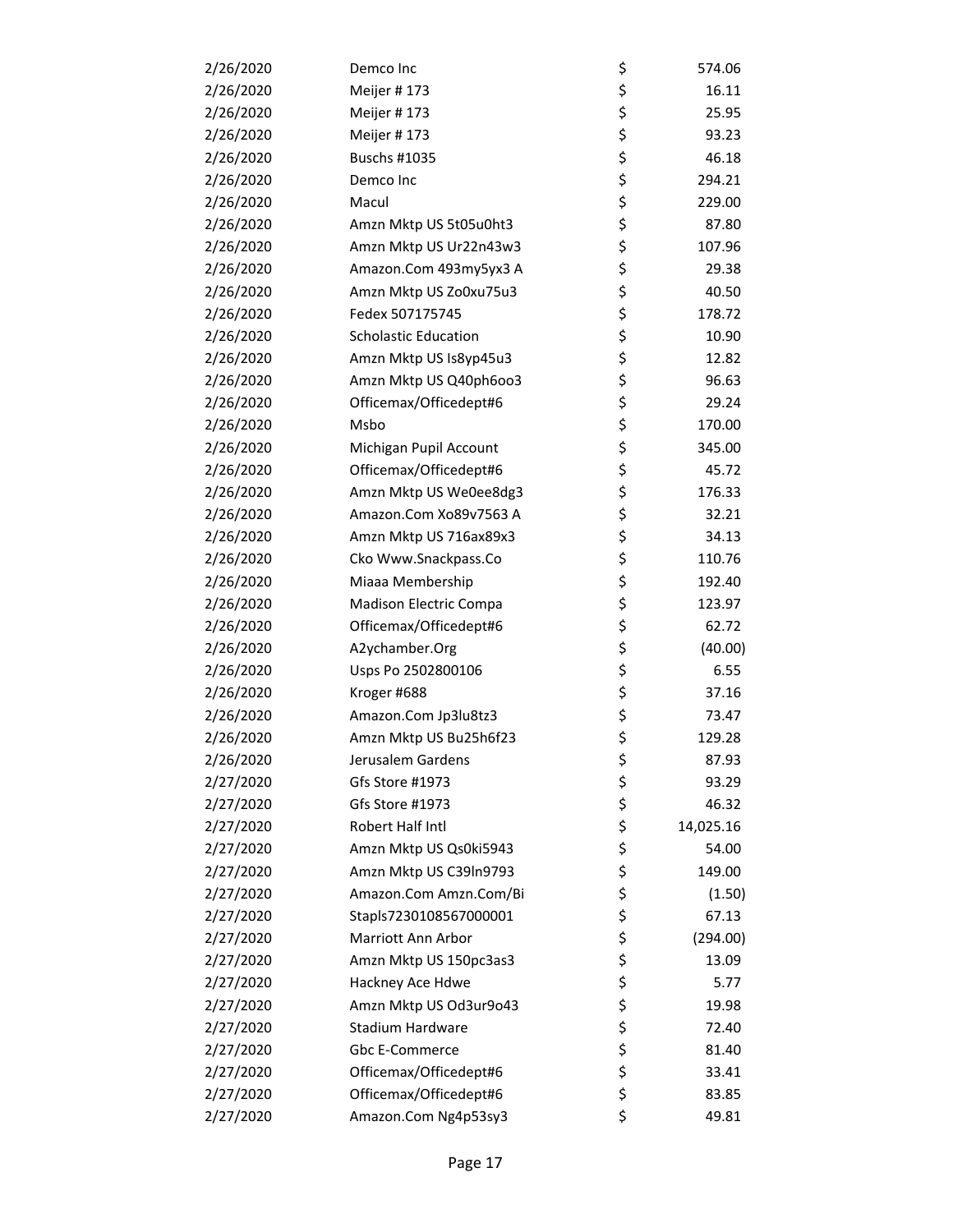| | | | |
|---|---|---|---|
| 2/26/2020 | Demco Inc | $ | 574.06 |
| 2/26/2020 | Meijer # 173 | $ | 16.11 |
| 2/26/2020 | Meijer # 173 | $ | 25.95 |
| 2/26/2020 | Meijer # 173 | $ | 93.23 |
| 2/26/2020 | Buschs #1035 | $ | 46.18 |
| 2/26/2020 | Demco Inc | $ | 294.21 |
| 2/26/2020 | Macul | $ | 229.00 |
| 2/26/2020 | Amzn Mktp US 5t05u0ht3 | $ | 87.80 |
| 2/26/2020 | Amzn Mktp US Ur22n43w3 | $ | 107.96 |
| 2/26/2020 | Amazon.Com 493my5yx3 A | $ | 29.38 |
| 2/26/2020 | Amzn Mktp US Zo0xu75u3 | $ | 40.50 |
| 2/26/2020 | Fedex 507175745 | $ | 178.72 |
| 2/26/2020 | Scholastic Education | $ | 10.90 |
| 2/26/2020 | Amzn Mktp US Is8yp45u3 | $ | 12.82 |
| 2/26/2020 | Amzn Mktp US Q40ph6oo3 | $ | 96.63 |
| 2/26/2020 | Officemax/Officedept#6 | $ | 29.24 |
| 2/26/2020 | Msbo | $ | 170.00 |
| 2/26/2020 | Michigan Pupil Account | $ | 345.00 |
| 2/26/2020 | Officemax/Officedept#6 | $ | 45.72 |
| 2/26/2020 | Amzn Mktp US We0ee8dg3 | $ | 176.33 |
| 2/26/2020 | Amazon.Com Xo89v7563 A | $ | 32.21 |
| 2/26/2020 | Amzn Mktp US 716ax89x3 | $ | 34.13 |
| 2/26/2020 | Cko Www.Snackpass.Co | $ | 110.76 |
| 2/26/2020 | Miaaa Membership | $ | 192.40 |
| 2/26/2020 | Madison Electric Compa | $ | 123.97 |
| 2/26/2020 | Officemax/Officedept#6 | $ | 62.72 |
| 2/26/2020 | A2ychamber.Org | $ | (40.00) |
| 2/26/2020 | Usps Po 2502800106 | $ | 6.55 |
| 2/26/2020 | Kroger #688 | $ | 37.16 |
| 2/26/2020 | Amazon.Com Jp3lu8tz3 | $ | 73.47 |
| 2/26/2020 | Amzn Mktp US Bu25h6f23 | $ | 129.28 |
| 2/26/2020 | Jerusalem Gardens | $ | 87.93 |
| 2/27/2020 | Gfs Store #1973 | $ | 93.29 |
| 2/27/2020 | Gfs Store #1973 | $ | 46.32 |
| 2/27/2020 | Robert Half Intl | $ | 14,025.16 |
| 2/27/2020 | Amzn Mktp US Qs0ki5943 | $ | 54.00 |
| 2/27/2020 | Amzn Mktp US C39ln9793 | $ | 149.00 |
| 2/27/2020 | Amazon.Com Amzn.Com/Bi | $ | (1.50) |
| 2/27/2020 | Stapls7230108567000001 | $ | 67.13 |
| 2/27/2020 | Marriott Ann Arbor | $ | (294.00) |
| 2/27/2020 | Amzn Mktp US 150pc3as3 | $ | 13.09 |
| 2/27/2020 | Hackney Ace Hdwe | $ | 5.77 |
| 2/27/2020 | Amzn Mktp US Od3ur9o43 | $ | 19.98 |
| 2/27/2020 | Stadium Hardware | $ | 72.40 |
| 2/27/2020 | Gbc E-Commerce | $ | 81.40 |
| 2/27/2020 | Officemax/Officedept#6 | $ | 33.41 |
| 2/27/2020 | Officemax/Officedept#6 | $ | 83.85 |
| 2/27/2020 | Amazon.Com Ng4p53sy3 | $ | 49.81 |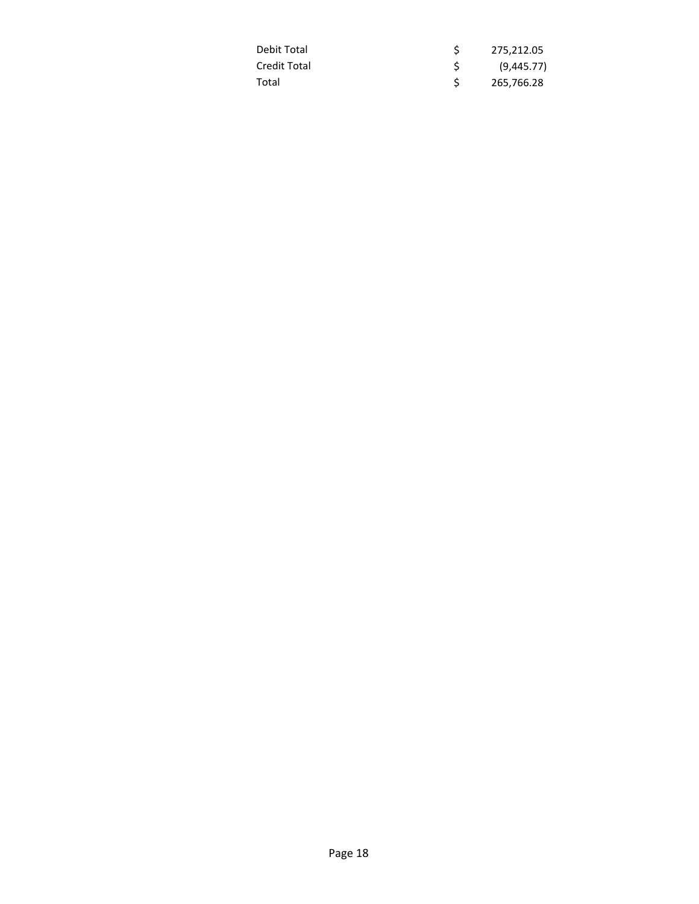| | | |
|---|---|---|
| Debit Total | $ | 275,212.05 |
| Credit Total | $ | (9,445.77) |
| Total | $ | 265,766.28 |